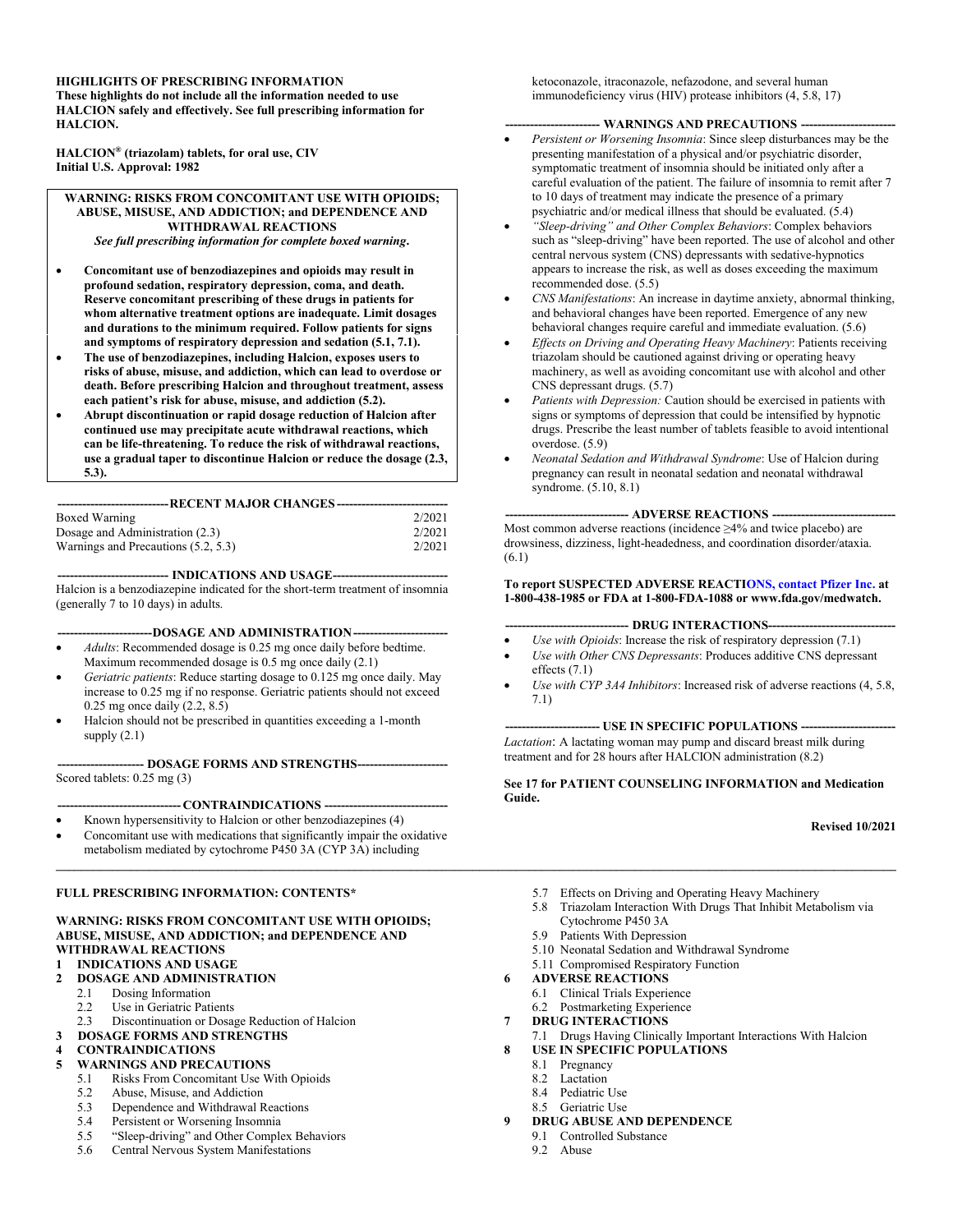**HIGHLIGHTS OF PRESCRIBING INFORMATION**
**These highlights do not include all the information needed to use HALCION safely and effectively. See full prescribing information for HALCION.**

**HALCION® (triazolam) tablets, for oral use, CIV**
**Initial U.S. Approval: 1982**

**WARNING: RISKS FROM CONCOMITANT USE WITH OPIOIDS; ABUSE, MISUSE, AND ADDICTION; and DEPENDENCE AND WITHDRAWAL REACTIONS**
***See full prescribing information for complete boxed warning.***

- **Concomitant use of benzodiazepines and opioids may result in profound sedation, respiratory depression, coma, and death. Reserve concomitant prescribing of these drugs in patients for whom alternative treatment options are inadequate. Limit dosages and durations to the minimum required. Follow patients for signs and symptoms of respiratory depression and sedation (5.1, 7.1).**
- **The use of benzodiazepines, including Halcion, exposes users to risks of abuse, misuse, and addiction, which can lead to overdose or death. Before prescribing Halcion and throughout treatment, assess each patient's risk for abuse, misuse, and addiction (5.2).**
- **Abrupt discontinuation or rapid dosage reduction of Halcion after continued use may precipitate acute withdrawal reactions, which can be life-threatening. To reduce the risk of withdrawal reactions, use a gradual taper to discontinue Halcion or reduce the dosage (2.3, 5.3).**

**--------------------------- RECENT MAJOR CHANGES ---------------------------**

| | |
|---|---|
| Boxed Warning | 2/2021 |
| Dosage and Administration (2.3) | 2/2021 |
| Warnings and Precautions (5.2, 5.3) | 2/2021 |

**--------------------------- INDICATIONS AND USAGE ---------------------------**
Halcion is a benzodiazepine indicated for the short-term treatment of insomnia (generally 7 to 10 days) in adults.

**----------------------- DOSAGE AND ADMINISTRATION -----------------------**
- *Adults*: Recommended dosage is 0.25 mg once daily before bedtime. Maximum recommended dosage is 0.5 mg once daily (2.1)
- *Geriatric patients*: Reduce starting dosage to 0.125 mg once daily. May increase to 0.25 mg if no response. Geriatric patients should not exceed 0.25 mg once daily (2.2, 8.5)
- Halcion should not be prescribed in quantities exceeding a 1-month supply (2.1)

**--------------------- DOSAGE FORMS AND STRENGTHS ----------------------**
Scored tablets: 0.25 mg (3)

**------------------------------ CONTRAINDICATIONS ------------------------------**
- Known hypersensitivity to Halcion or other benzodiazepines (4)
- Concomitant use with medications that significantly impair the oxidative metabolism mediated by cytochrome P450 3A (CYP 3A) including ketoconazole, itraconazole, nefazodone, and several human immunodeficiency virus (HIV) protease inhibitors (4, 5.8, 17)

**----------------------- WARNINGS AND PRECAUTIONS -----------------------**
- *Persistent or Worsening Insomnia*: Since sleep disturbances may be the presenting manifestation of a physical and/or psychiatric disorder, symptomatic treatment of insomnia should be initiated only after a careful evaluation of the patient. The failure of insomnia to remit after 7 to 10 days of treatment may indicate the presence of a primary psychiatric and/or medical illness that should be evaluated. (5.4)
- *"Sleep-driving" and Other Complex Behaviors*: Complex behaviors such as "sleep-driving" have been reported. The use of alcohol and other central nervous system (CNS) depressants with sedative-hypnotics appears to increase the risk, as well as doses exceeding the maximum recommended dose. (5.5)
- *CNS Manifestations*: An increase in daytime anxiety, abnormal thinking, and behavioral changes have been reported. Emergence of any new behavioral changes require careful and immediate evaluation. (5.6)
- *Effects on Driving and Operating Heavy Machinery*: Patients receiving triazolam should be cautioned against driving or operating heavy machinery, as well as avoiding concomitant use with alcohol and other CNS depressant drugs. (5.7)
- *Patients with Depression:* Caution should be exercised in patients with signs or symptoms of depression that could be intensified by hypnotic drugs. Prescribe the least number of tablets feasible to avoid intentional overdose. (5.9)
- *Neonatal Sedation and Withdrawal Syndrome*: Use of Halcion during pregnancy can result in neonatal sedation and neonatal withdrawal syndrome. (5.10, 8.1)

**------------------------------ ADVERSE REACTIONS ------------------------------**
Most common adverse reactions (incidence ≥4% and twice placebo) are drowsiness, dizziness, light-headedness, and coordination disorder/ataxia. (6.1)

**To report SUSPECTED ADVERSE REACTIONS, contact Pfizer Inc. at 1-800-438-1985 or FDA at 1-800-FDA-1088 or www.fda.gov/medwatch.**

**------------------------------ DRUG INTERACTIONS------------------------------**
- *Use with Opioids*: Increase the risk of respiratory depression (7.1)
- *Use with Other CNS Depressants*: Produces additive CNS depressant effects (7.1)
- *Use with CYP 3A4 Inhibitors*: Increased risk of adverse reactions (4, 5.8, 7.1)

**----------------------- USE IN SPECIFIC POPULATIONS -----------------------**
*Lactation*: A lactating woman may pump and discard breast milk during treatment and for 28 hours after HALCION administration (8.2)

**See 17 for PATIENT COUNSELING INFORMATION and Medication Guide.**

**Revised 10/2021**

---

**FULL PRESCRIBING INFORMATION: CONTENTS***

**WARNING: RISKS FROM CONCOMITANT USE WITH OPIOIDS; ABUSE, MISUSE, AND ADDICTION; and DEPENDENCE AND WITHDRAWAL REACTIONS**

**1 INDICATIONS AND USAGE**

**2 DOSAGE AND ADMINISTRATION**
- 2.1 Dosing Information
- 2.2 Use in Geriatric Patients
- 2.3 Discontinuation or Dosage Reduction of Halcion

**3 DOSAGE FORMS AND STRENGTHS**

**4 CONTRAINDICATIONS**

**5 WARNINGS AND PRECAUTIONS**
- 5.1 Risks From Concomitant Use With Opioids
- 5.2 Abuse, Misuse, and Addiction
- 5.3 Dependence and Withdrawal Reactions
- 5.4 Persistent or Worsening Insomnia
- 5.5 "Sleep-driving" and Other Complex Behaviors
- 5.6 Central Nervous System Manifestations
- 5.7 Effects on Driving and Operating Heavy Machinery
- 5.8 Triazolam Interaction With Drugs That Inhibit Metabolism via Cytochrome P450 3A
- 5.9 Patients With Depression
- 5.10 Neonatal Sedation and Withdrawal Syndrome
- 5.11 Compromised Respiratory Function

**6 ADVERSE REACTIONS**
- 6.1 Clinical Trials Experience
- 6.2 Postmarketing Experience

**7 DRUG INTERACTIONS**
- 7.1 Drugs Having Clinically Important Interactions With Halcion

**8 USE IN SPECIFIC POPULATIONS**
- 8.1 Pregnancy
- 8.2 Lactation
- 8.4 Pediatric Use
- 8.5 Geriatric Use

**9 DRUG ABUSE AND DEPENDENCE**
- 9.1 Controlled Substance
- 9.2 Abuse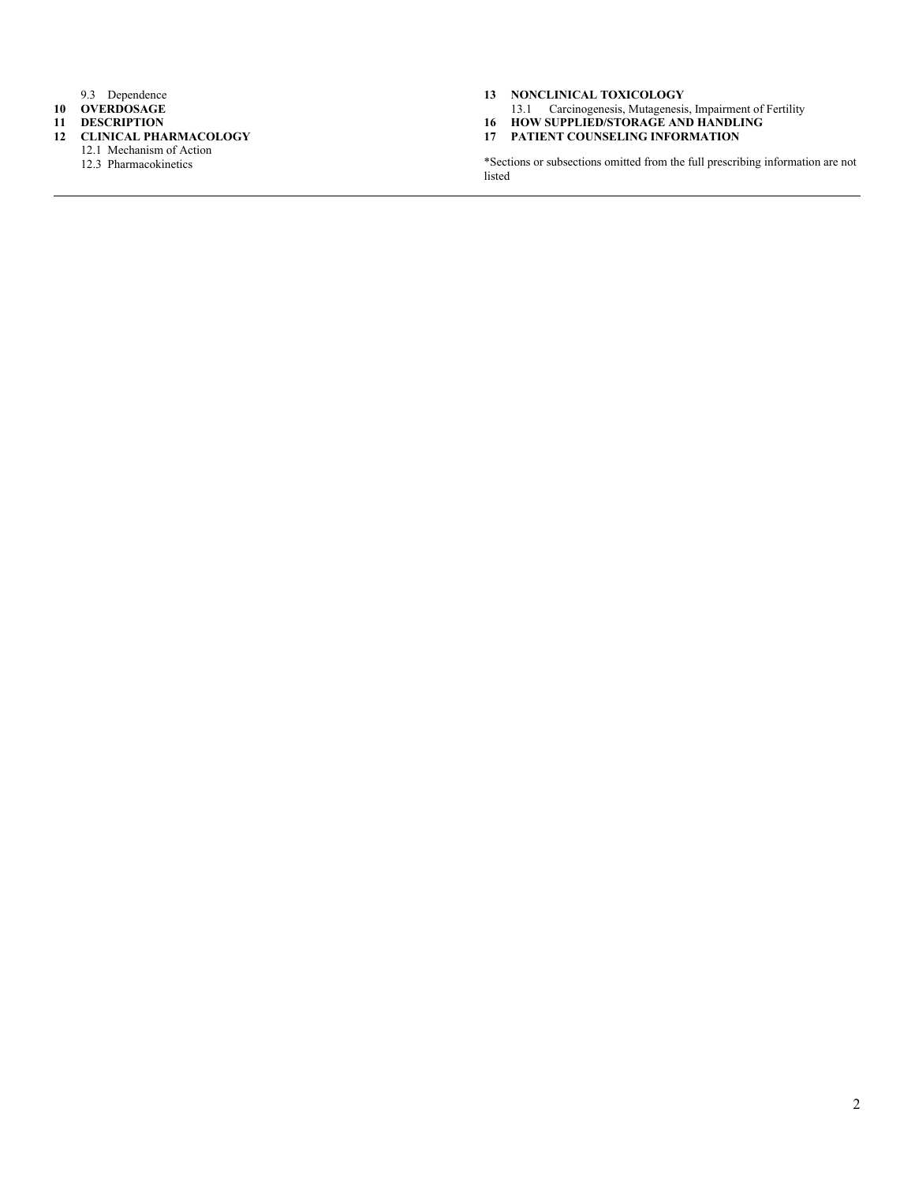9.3 Dependence

**10 OVERDOSAGE**

**11 DESCRIPTION**

**12 CLINICAL PHARMACOLOGY**

12.1 Mechanism of Action

12.3 Pharmacokinetics

**13 NONCLINICAL TOXICOLOGY**

13.1 Carcinogenesis, Mutagenesis, Impairment of Fertility

**16 HOW SUPPLIED/STORAGE AND HANDLING**

**17 PATIENT COUNSELING INFORMATION**

*Sections or subsections omitted from the full prescribing information are not listed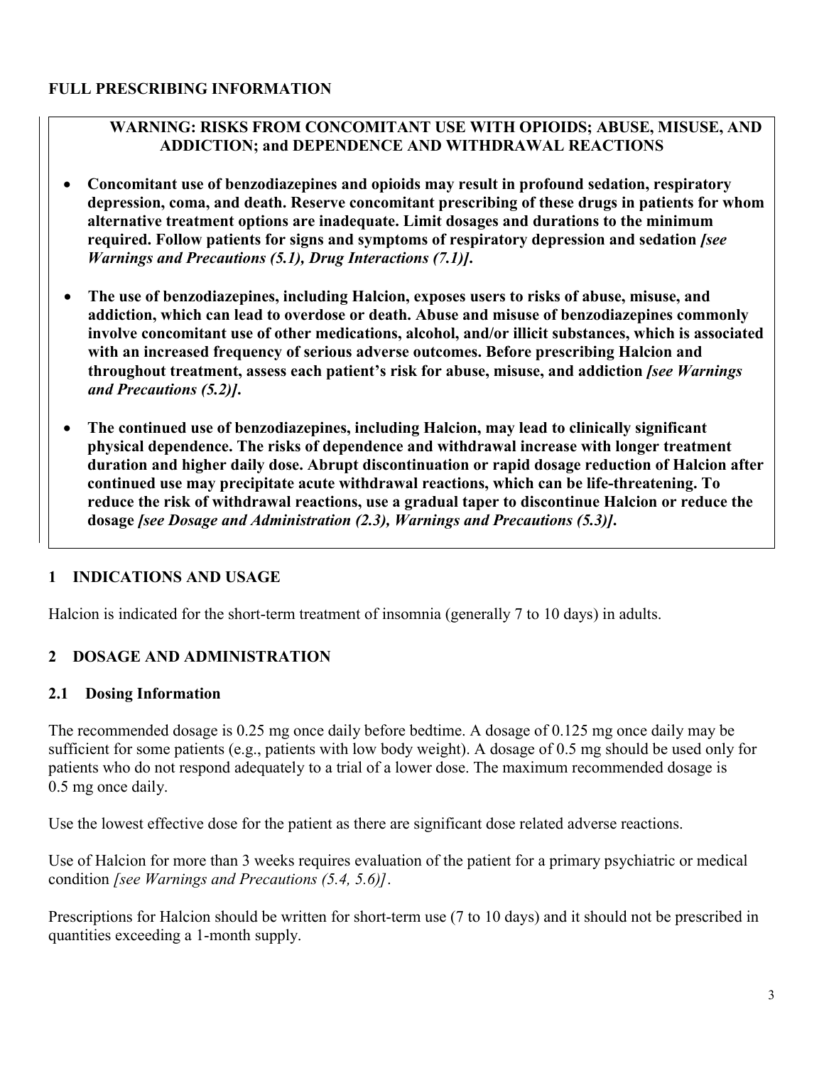## FULL PRESCRIBING INFORMATION

> **WARNING: RISKS FROM CONCOMITANT USE WITH OPIOIDS; ABUSE, MISUSE, AND ADDICTION; and DEPENDENCE AND WITHDRAWAL REACTIONS**
>
> - **Concomitant use of benzodiazepines and opioids may result in profound sedation, respiratory depression, coma, and death. Reserve concomitant prescribing of these drugs in patients for whom alternative treatment options are inadequate. Limit dosages and durations to the minimum required. Follow patients for signs and symptoms of respiratory depression and sedation *[see Warnings and Precautions (5.1), Drug Interactions (7.1)]*.**
> - **The use of benzodiazepines, including Halcion, exposes users to risks of abuse, misuse, and addiction, which can lead to overdose or death. Abuse and misuse of benzodiazepines commonly involve concomitant use of other medications, alcohol, and/or illicit substances, which is associated with an increased frequency of serious adverse outcomes. Before prescribing Halcion and throughout treatment, assess each patient's risk for abuse, misuse, and addiction *[see Warnings and Precautions (5.2)]*.**
> - **The continued use of benzodiazepines, including Halcion, may lead to clinically significant physical dependence. The risks of dependence and withdrawal increase with longer treatment duration and higher daily dose. Abrupt discontinuation or rapid dosage reduction of Halcion after continued use may precipitate acute withdrawal reactions, which can be life-threatening. To reduce the risk of withdrawal reactions, use a gradual taper to discontinue Halcion or reduce the dosage *[see Dosage and Administration (2.3), Warnings and Precautions (5.3)]*.**

## 1 INDICATIONS AND USAGE

Halcion is indicated for the short-term treatment of insomnia (generally 7 to 10 days) in adults.

## 2 DOSAGE AND ADMINISTRATION

### 2.1 Dosing Information

The recommended dosage is 0.25 mg once daily before bedtime. A dosage of 0.125 mg once daily may be sufficient for some patients (e.g., patients with low body weight). A dosage of 0.5 mg should be used only for patients who do not respond adequately to a trial of a lower dose. The maximum recommended dosage is 0.5 mg once daily.

Use the lowest effective dose for the patient as there are significant dose related adverse reactions.

Use of Halcion for more than 3 weeks requires evaluation of the patient for a primary psychiatric or medical condition *[see Warnings and Precautions (5.4, 5.6)]*.

Prescriptions for Halcion should be written for short-term use (7 to 10 days) and it should not be prescribed in quantities exceeding a 1-month supply.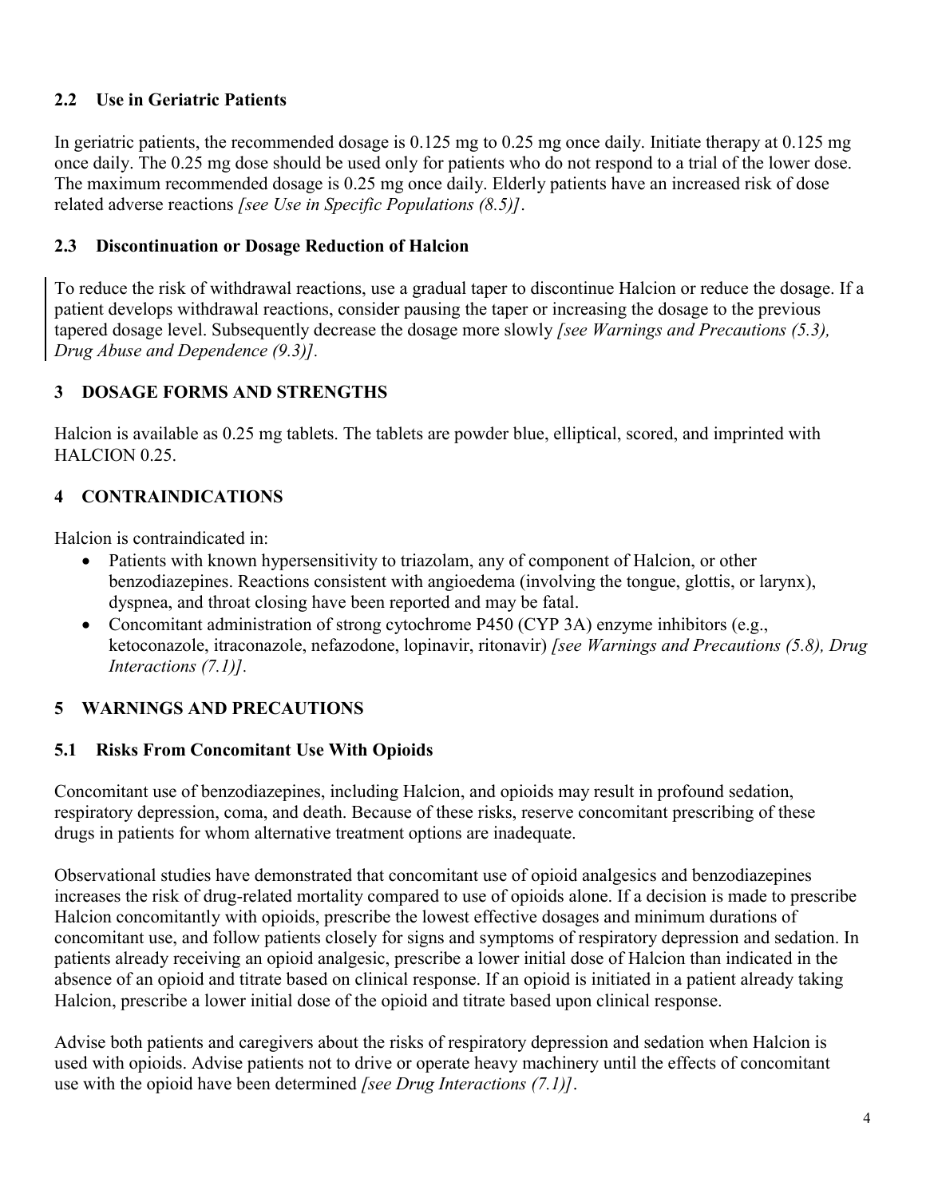### 2.2 Use in Geriatric Patients

In geriatric patients, the recommended dosage is 0.125 mg to 0.25 mg once daily. Initiate therapy at 0.125 mg once daily. The 0.25 mg dose should be used only for patients who do not respond to a trial of the lower dose. The maximum recommended dosage is 0.25 mg once daily. Elderly patients have an increased risk of dose related adverse reactions *[see Use in Specific Populations (8.5)]*.

### 2.3 Discontinuation or Dosage Reduction of Halcion

To reduce the risk of withdrawal reactions, use a gradual taper to discontinue Halcion or reduce the dosage. If a patient develops withdrawal reactions, consider pausing the taper or increasing the dosage to the previous tapered dosage level. Subsequently decrease the dosage more slowly *[see Warnings and Precautions (5.3), Drug Abuse and Dependence (9.3)]*.

## 3 DOSAGE FORMS AND STRENGTHS

Halcion is available as 0.25 mg tablets. The tablets are powder blue, elliptical, scored, and imprinted with HALCION 0.25.

## 4 CONTRAINDICATIONS

Halcion is contraindicated in:

- Patients with known hypersensitivity to triazolam, any of component of Halcion, or other benzodiazepines. Reactions consistent with angioedema (involving the tongue, glottis, or larynx), dyspnea, and throat closing have been reported and may be fatal.
- Concomitant administration of strong cytochrome P450 (CYP 3A) enzyme inhibitors (e.g., ketoconazole, itraconazole, nefazodone, lopinavir, ritonavir) *[see Warnings and Precautions (5.8), Drug Interactions (7.1)]*.

## 5 WARNINGS AND PRECAUTIONS

### 5.1 Risks From Concomitant Use With Opioids

Concomitant use of benzodiazepines, including Halcion, and opioids may result in profound sedation, respiratory depression, coma, and death. Because of these risks, reserve concomitant prescribing of these drugs in patients for whom alternative treatment options are inadequate.

Observational studies have demonstrated that concomitant use of opioid analgesics and benzodiazepines increases the risk of drug-related mortality compared to use of opioids alone. If a decision is made to prescribe Halcion concomitantly with opioids, prescribe the lowest effective dosages and minimum durations of concomitant use, and follow patients closely for signs and symptoms of respiratory depression and sedation. In patients already receiving an opioid analgesic, prescribe a lower initial dose of Halcion than indicated in the absence of an opioid and titrate based on clinical response. If an opioid is initiated in a patient already taking Halcion, prescribe a lower initial dose of the opioid and titrate based upon clinical response.

Advise both patients and caregivers about the risks of respiratory depression and sedation when Halcion is used with opioids. Advise patients not to drive or operate heavy machinery until the effects of concomitant use with the opioid have been determined *[see Drug Interactions (7.1)]*.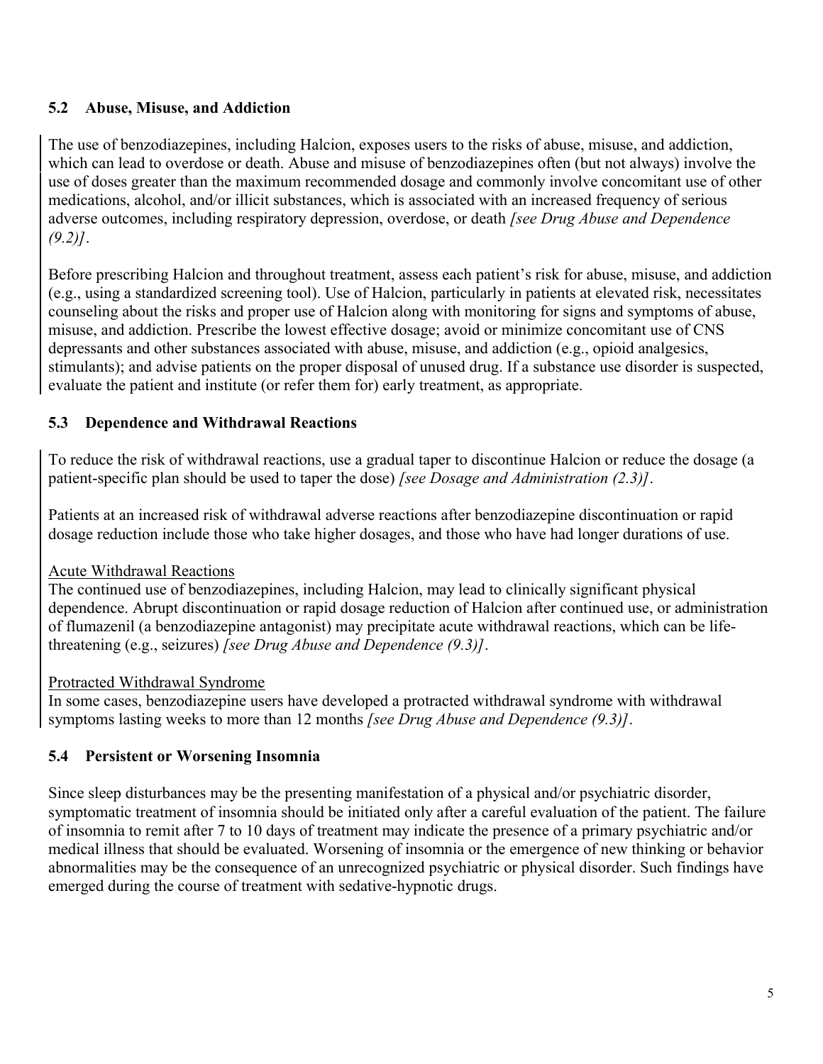### 5.2 Abuse, Misuse, and Addiction

The use of benzodiazepines, including Halcion, exposes users to the risks of abuse, misuse, and addiction, which can lead to overdose or death. Abuse and misuse of benzodiazepines often (but not always) involve the use of doses greater than the maximum recommended dosage and commonly involve concomitant use of other medications, alcohol, and/or illicit substances, which is associated with an increased frequency of serious adverse outcomes, including respiratory depression, overdose, or death *[see Drug Abuse and Dependence (9.2)]*.

Before prescribing Halcion and throughout treatment, assess each patient's risk for abuse, misuse, and addiction (e.g., using a standardized screening tool). Use of Halcion, particularly in patients at elevated risk, necessitates counseling about the risks and proper use of Halcion along with monitoring for signs and symptoms of abuse, misuse, and addiction. Prescribe the lowest effective dosage; avoid or minimize concomitant use of CNS depressants and other substances associated with abuse, misuse, and addiction (e.g., opioid analgesics, stimulants); and advise patients on the proper disposal of unused drug. If a substance use disorder is suspected, evaluate the patient and institute (or refer them for) early treatment, as appropriate.

### 5.3 Dependence and Withdrawal Reactions

To reduce the risk of withdrawal reactions, use a gradual taper to discontinue Halcion or reduce the dosage (a patient-specific plan should be used to taper the dose) *[see Dosage and Administration (2.3)]*.

Patients at an increased risk of withdrawal adverse reactions after benzodiazepine discontinuation or rapid dosage reduction include those who take higher dosages, and those who have had longer durations of use.

Acute Withdrawal Reactions

The continued use of benzodiazepines, including Halcion, may lead to clinically significant physical dependence. Abrupt discontinuation or rapid dosage reduction of Halcion after continued use, or administration of flumazenil (a benzodiazepine antagonist) may precipitate acute withdrawal reactions, which can be life-threatening (e.g., seizures) *[see Drug Abuse and Dependence (9.3)]*.

Protracted Withdrawal Syndrome

In some cases, benzodiazepine users have developed a protracted withdrawal syndrome with withdrawal symptoms lasting weeks to more than 12 months *[see Drug Abuse and Dependence (9.3)]*.

### 5.4 Persistent or Worsening Insomnia

Since sleep disturbances may be the presenting manifestation of a physical and/or psychiatric disorder, symptomatic treatment of insomnia should be initiated only after a careful evaluation of the patient. The failure of insomnia to remit after 7 to 10 days of treatment may indicate the presence of a primary psychiatric and/or medical illness that should be evaluated. Worsening of insomnia or the emergence of new thinking or behavior abnormalities may be the consequence of an unrecognized psychiatric or physical disorder. Such findings have emerged during the course of treatment with sedative-hypnotic drugs.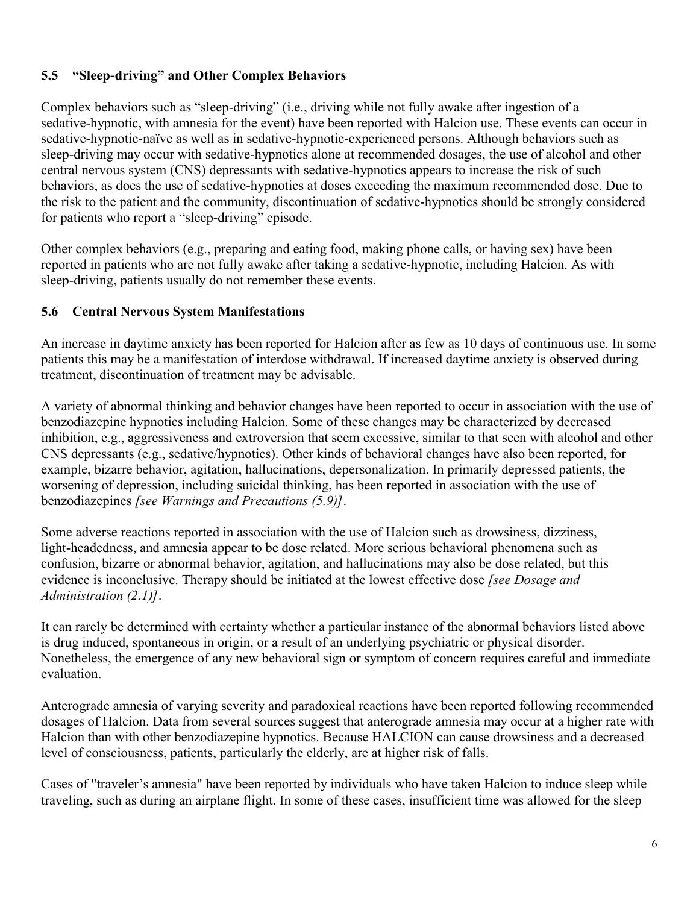### 5.5 "Sleep-driving" and Other Complex Behaviors

Complex behaviors such as "sleep-driving" (i.e., driving while not fully awake after ingestion of a sedative-hypnotic, with amnesia for the event) have been reported with Halcion use. These events can occur in sedative-hypnotic-naïve as well as in sedative-hypnotic-experienced persons. Although behaviors such as sleep-driving may occur with sedative-hypnotics alone at recommended dosages, the use of alcohol and other central nervous system (CNS) depressants with sedative-hypnotics appears to increase the risk of such behaviors, as does the use of sedative-hypnotics at doses exceeding the maximum recommended dose. Due to the risk to the patient and the community, discontinuation of sedative-hypnotics should be strongly considered for patients who report a "sleep-driving" episode.

Other complex behaviors (e.g., preparing and eating food, making phone calls, or having sex) have been reported in patients who are not fully awake after taking a sedative-hypnotic, including Halcion. As with sleep-driving, patients usually do not remember these events.

### 5.6 Central Nervous System Manifestations

An increase in daytime anxiety has been reported for Halcion after as few as 10 days of continuous use. In some patients this may be a manifestation of interdose withdrawal. If increased daytime anxiety is observed during treatment, discontinuation of treatment may be advisable.

A variety of abnormal thinking and behavior changes have been reported to occur in association with the use of benzodiazepine hypnotics including Halcion. Some of these changes may be characterized by decreased inhibition, e.g., aggressiveness and extroversion that seem excessive, similar to that seen with alcohol and other CNS depressants (e.g., sedative/hypnotics). Other kinds of behavioral changes have also been reported, for example, bizarre behavior, agitation, hallucinations, depersonalization. In primarily depressed patients, the worsening of depression, including suicidal thinking, has been reported in association with the use of benzodiazepines *[see Warnings and Precautions (5.9)]*.

Some adverse reactions reported in association with the use of Halcion such as drowsiness, dizziness, light-headedness, and amnesia appear to be dose related. More serious behavioral phenomena such as confusion, bizarre or abnormal behavior, agitation, and hallucinations may also be dose related, but this evidence is inconclusive. Therapy should be initiated at the lowest effective dose *[see Dosage and Administration (2.1)]*.

It can rarely be determined with certainty whether a particular instance of the abnormal behaviors listed above is drug induced, spontaneous in origin, or a result of an underlying psychiatric or physical disorder. Nonetheless, the emergence of any new behavioral sign or symptom of concern requires careful and immediate evaluation.

Anterograde amnesia of varying severity and paradoxical reactions have been reported following recommended dosages of Halcion. Data from several sources suggest that anterograde amnesia may occur at a higher rate with Halcion than with other benzodiazepine hypnotics. Because HALCION can cause drowsiness and a decreased level of consciousness, patients, particularly the elderly, are at higher risk of falls.

Cases of "traveler's amnesia" have been reported by individuals who have taken Halcion to induce sleep while traveling, such as during an airplane flight. In some of these cases, insufficient time was allowed for the sleep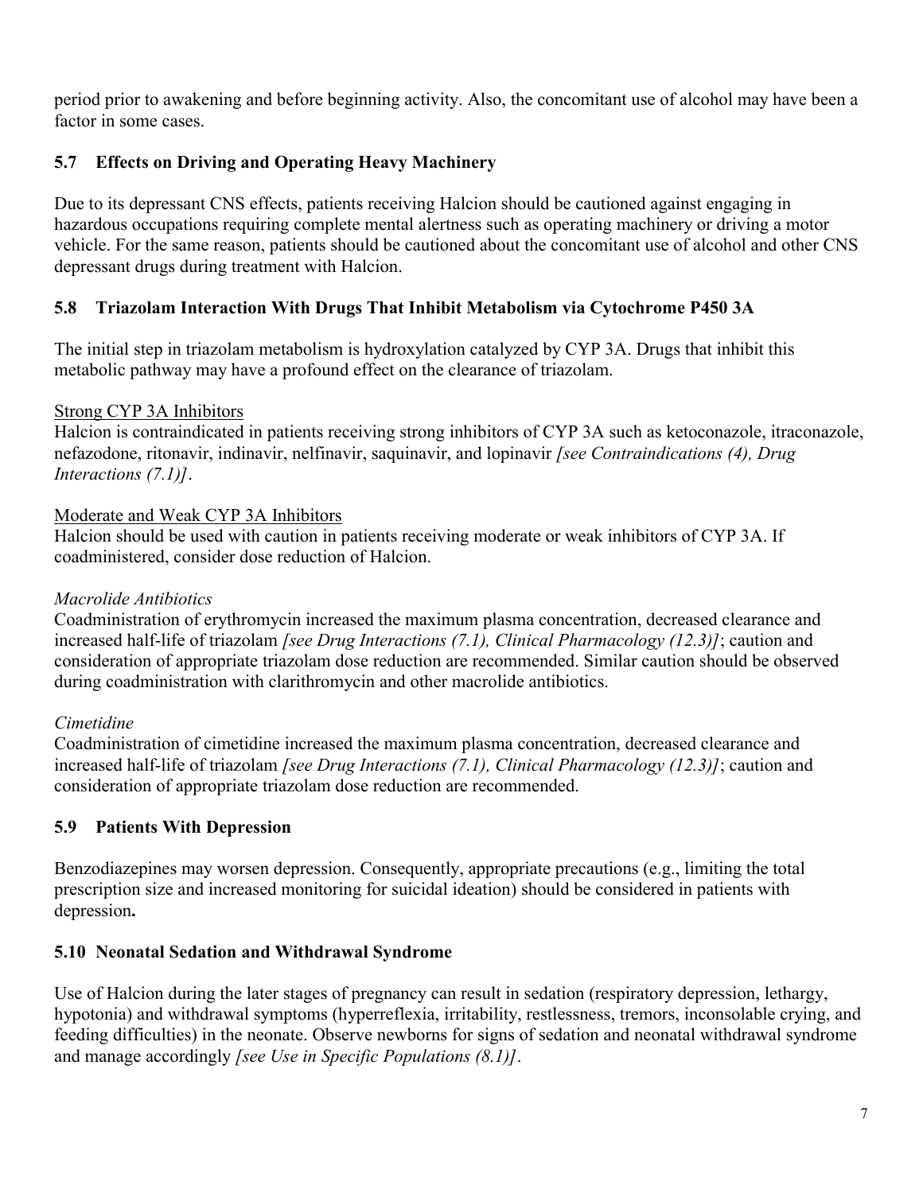period prior to awakening and before beginning activity. Also, the concomitant use of alcohol may have been a factor in some cases.

### 5.7 Effects on Driving and Operating Heavy Machinery

Due to its depressant CNS effects, patients receiving Halcion should be cautioned against engaging in hazardous occupations requiring complete mental alertness such as operating machinery or driving a motor vehicle. For the same reason, patients should be cautioned about the concomitant use of alcohol and other CNS depressant drugs during treatment with Halcion.

### 5.8 Triazolam Interaction With Drugs That Inhibit Metabolism via Cytochrome P450 3A

The initial step in triazolam metabolism is hydroxylation catalyzed by CYP 3A. Drugs that inhibit this metabolic pathway may have a profound effect on the clearance of triazolam.

<u>Strong CYP 3A Inhibitors</u>
Halcion is contraindicated in patients receiving strong inhibitors of CYP 3A such as ketoconazole, itraconazole, nefazodone, ritonavir, indinavir, nelfinavir, saquinavir, and lopinavir *[see Contraindications (4), Drug Interactions (7.1)]*.

<u>Moderate and Weak CYP 3A Inhibitors</u>
Halcion should be used with caution in patients receiving moderate or weak inhibitors of CYP 3A. If coadministered, consider dose reduction of Halcion.

*Macrolide Antibiotics*
Coadministration of erythromycin increased the maximum plasma concentration, decreased clearance and increased half-life of triazolam *[see Drug Interactions (7.1), Clinical Pharmacology (12.3)]*; caution and consideration of appropriate triazolam dose reduction are recommended. Similar caution should be observed during coadministration with clarithromycin and other macrolide antibiotics.

*Cimetidine*
Coadministration of cimetidine increased the maximum plasma concentration, decreased clearance and increased half-life of triazolam *[see Drug Interactions (7.1), Clinical Pharmacology (12.3)]*; caution and consideration of appropriate triazolam dose reduction are recommended.

### 5.9 Patients With Depression

Benzodiazepines may worsen depression. Consequently, appropriate precautions (e.g., limiting the total prescription size and increased monitoring for suicidal ideation) should be considered in patients with depression**.**

### 5.10 Neonatal Sedation and Withdrawal Syndrome

Use of Halcion during the later stages of pregnancy can result in sedation (respiratory depression, lethargy, hypotonia) and withdrawal symptoms (hyperreflexia, irritability, restlessness, tremors, inconsolable crying, and feeding difficulties) in the neonate. Observe newborns for signs of sedation and neonatal withdrawal syndrome and manage accordingly *[see Use in Specific Populations (8.1)]*.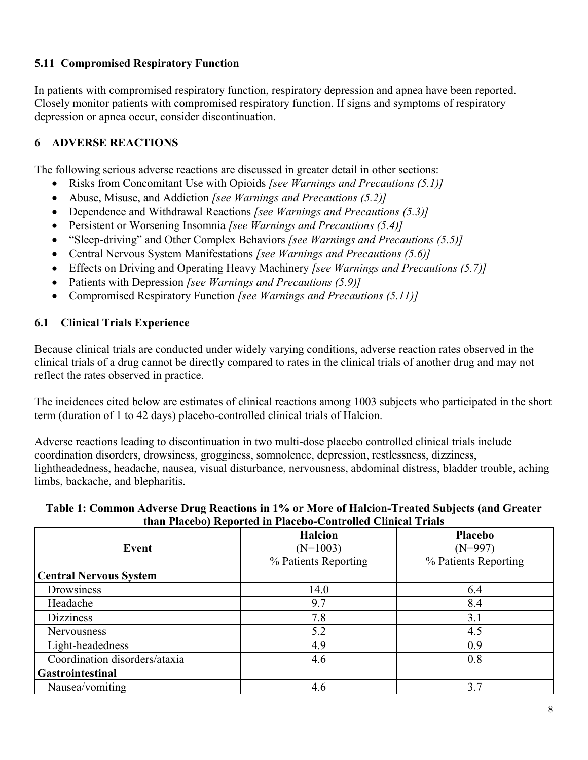### 5.11 Compromised Respiratory Function

In patients with compromised respiratory function, respiratory depression and apnea have been reported. Closely monitor patients with compromised respiratory function. If signs and symptoms of respiratory depression or apnea occur, consider discontinuation.

## 6 ADVERSE REACTIONS

The following serious adverse reactions are discussed in greater detail in other sections:

- Risks from Concomitant Use with Opioids *[see Warnings and Precautions (5.1)]*
- Abuse, Misuse, and Addiction *[see Warnings and Precautions (5.2)]*
- Dependence and Withdrawal Reactions *[see Warnings and Precautions (5.3)]*
- Persistent or Worsening Insomnia *[see Warnings and Precautions (5.4)]*
- "Sleep-driving" and Other Complex Behaviors *[see Warnings and Precautions (5.5)]*
- Central Nervous System Manifestations *[see Warnings and Precautions (5.6)]*
- Effects on Driving and Operating Heavy Machinery *[see Warnings and Precautions (5.7)]*
- Patients with Depression *[see Warnings and Precautions (5.9)]*
- Compromised Respiratory Function *[see Warnings and Precautions (5.11)]*

### 6.1 Clinical Trials Experience

Because clinical trials are conducted under widely varying conditions, adverse reaction rates observed in the clinical trials of a drug cannot be directly compared to rates in the clinical trials of another drug and may not reflect the rates observed in practice.

The incidences cited below are estimates of clinical reactions among 1003 subjects who participated in the short term (duration of 1 to 42 days) placebo-controlled clinical trials of Halcion.

Adverse reactions leading to discontinuation in two multi-dose placebo controlled clinical trials include coordination disorders, drowsiness, grogginess, somnolence, depression, restlessness, dizziness, lightheadedness, headache, nausea, visual disturbance, nervousness, abdominal distress, bladder trouble, aching limbs, backache, and blepharitis.

**Table 1: Common Adverse Drug Reactions in 1% or More of Halcion-Treated Subjects (and Greater than Placebo) Reported in Placebo-Controlled Clinical Trials**

| Event | **Halcion** (N=1003) % Patients Reporting | **Placebo** (N=997) % Patients Reporting |
|---|---|---|
| **Central Nervous System** | | |
| Drowsiness | 14.0 | 6.4 |
| Headache | 9.7 | 8.4 |
| Dizziness | 7.8 | 3.1 |
| Nervousness | 5.2 | 4.5 |
| Light-headedness | 4.9 | 0.9 |
| Coordination disorders/ataxia | 4.6 | 0.8 |
| **Gastrointestinal** | | |
| Nausea/vomiting | 4.6 | 3.7 |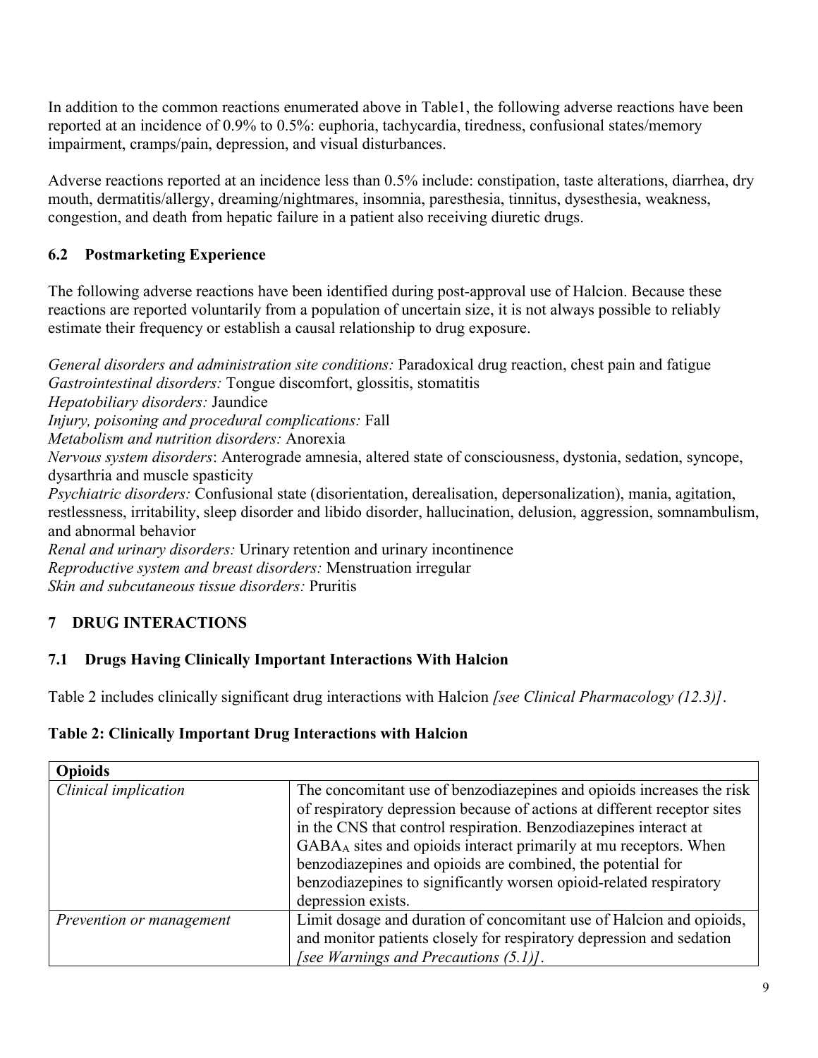In addition to the common reactions enumerated above in Table1, the following adverse reactions have been reported at an incidence of 0.9% to 0.5%: euphoria, tachycardia, tiredness, confusional states/memory impairment, cramps/pain, depression, and visual disturbances.

Adverse reactions reported at an incidence less than 0.5% include: constipation, taste alterations, diarrhea, dry mouth, dermatitis/allergy, dreaming/nightmares, insomnia, paresthesia, tinnitus, dysesthesia, weakness, congestion, and death from hepatic failure in a patient also receiving diuretic drugs.

### 6.2 Postmarketing Experience

The following adverse reactions have been identified during post-approval use of Halcion. Because these reactions are reported voluntarily from a population of uncertain size, it is not always possible to reliably estimate their frequency or establish a causal relationship to drug exposure.

*General disorders and administration site conditions:* Paradoxical drug reaction, chest pain and fatigue
*Gastrointestinal disorders:* Tongue discomfort, glossitis, stomatitis
*Hepatobiliary disorders:* Jaundice
*Injury, poisoning and procedural complications:* Fall
*Metabolism and nutrition disorders:* Anorexia
*Nervous system disorders*: Anterograde amnesia, altered state of consciousness, dystonia, sedation, syncope, dysarthria and muscle spasticity
*Psychiatric disorders:* Confusional state (disorientation, derealisation, depersonalization), mania, agitation, restlessness, irritability, sleep disorder and libido disorder, hallucination, delusion, aggression, somnambulism, and abnormal behavior
*Renal and urinary disorders:* Urinary retention and urinary incontinence
*Reproductive system and breast disorders:* Menstruation irregular
*Skin and subcutaneous tissue disorders:* Pruritis

## 7 DRUG INTERACTIONS

### 7.1 Drugs Having Clinically Important Interactions With Halcion

Table 2 includes clinically significant drug interactions with Halcion *[see Clinical Pharmacology (12.3)]*.

**Table 2: Clinically Important Drug Interactions with Halcion**

| **Opioids** | |
|---|---|
| *Clinical implication* | The concomitant use of benzodiazepines and opioids increases the risk of respiratory depression because of actions at different receptor sites in the CNS that control respiration. Benzodiazepines interact at $GABA_A$ sites and opioids interact primarily at mu receptors. When benzodiazepines and opioids are combined, the potential for benzodiazepines to significantly worsen opioid-related respiratory depression exists. |
| *Prevention or management* | Limit dosage and duration of concomitant use of Halcion and opioids, and monitor patients closely for respiratory depression and sedation *[see Warnings and Precautions (5.1)]*. |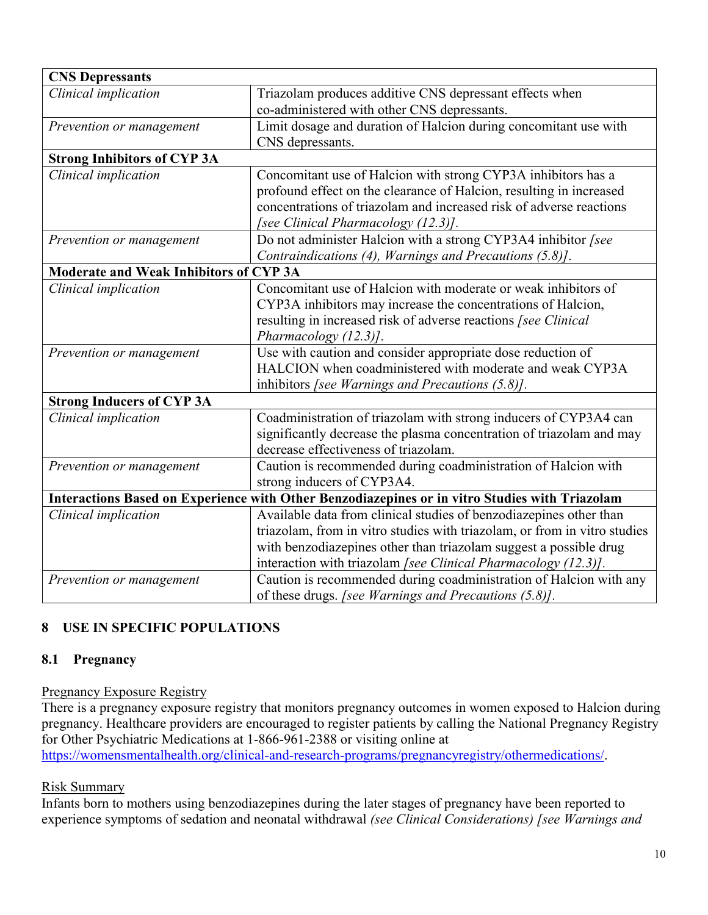| | |
|---|---|
| **CNS Depressants** | |
| *Clinical implication* | Triazolam produces additive CNS depressant effects when co-administered with other CNS depressants. |
| *Prevention or management* | Limit dosage and duration of Halcion during concomitant use with CNS depressants. |
| **Strong Inhibitors of CYP 3A** | |
| *Clinical implication* | Concomitant use of Halcion with strong CYP3A inhibitors has a profound effect on the clearance of Halcion, resulting in increased concentrations of triazolam and increased risk of adverse reactions *[see Clinical Pharmacology (12.3)]*. |
| *Prevention or management* | Do not administer Halcion with a strong CYP3A4 inhibitor *[see Contraindications (4), Warnings and Precautions (5.8)]*. |
| **Moderate and Weak Inhibitors of CYP 3A** | |
| *Clinical implication* | Concomitant use of Halcion with moderate or weak inhibitors of CYP3A inhibitors may increase the concentrations of Halcion, resulting in increased risk of adverse reactions *[see Clinical Pharmacology (12.3)]*. |
| *Prevention or management* | Use with caution and consider appropriate dose reduction of HALCION when coadministered with moderate and weak CYP3A inhibitors *[see Warnings and Precautions (5.8)]*. |
| **Strong Inducers of CYP 3A** | |
| *Clinical implication* | Coadministration of triazolam with strong inducers of CYP3A4 can significantly decrease the plasma concentration of triazolam and may decrease effectiveness of triazolam. |
| *Prevention or management* | Caution is recommended during coadministration of Halcion with strong inducers of CYP3A4. |
| **Interactions Based on Experience with Other Benzodiazepines or in vitro Studies with Triazolam** | |
| *Clinical implication* | Available data from clinical studies of benzodiazepines other than triazolam, from in vitro studies with triazolam, or from in vitro studies with benzodiazepines other than triazolam suggest a possible drug interaction with triazolam *[see Clinical Pharmacology (12.3)]*. |
| *Prevention or management* | Caution is recommended during coadministration of Halcion with any of these drugs. *[see Warnings and Precautions (5.8)]*. |

## 8 USE IN SPECIFIC POPULATIONS

### 8.1 Pregnancy

Pregnancy Exposure Registry

There is a pregnancy exposure registry that monitors pregnancy outcomes in women exposed to Halcion during pregnancy. Healthcare providers are encouraged to register patients by calling the National Pregnancy Registry for Other Psychiatric Medications at 1-866-961-2388 or visiting online at https://womensmentalhealth.org/clinical-and-research-programs/pregnancyregistry/othermedications/.

Risk Summary

Infants born to mothers using benzodiazepines during the later stages of pregnancy have been reported to experience symptoms of sedation and neonatal withdrawal *(see Clinical Considerations) [see Warnings and*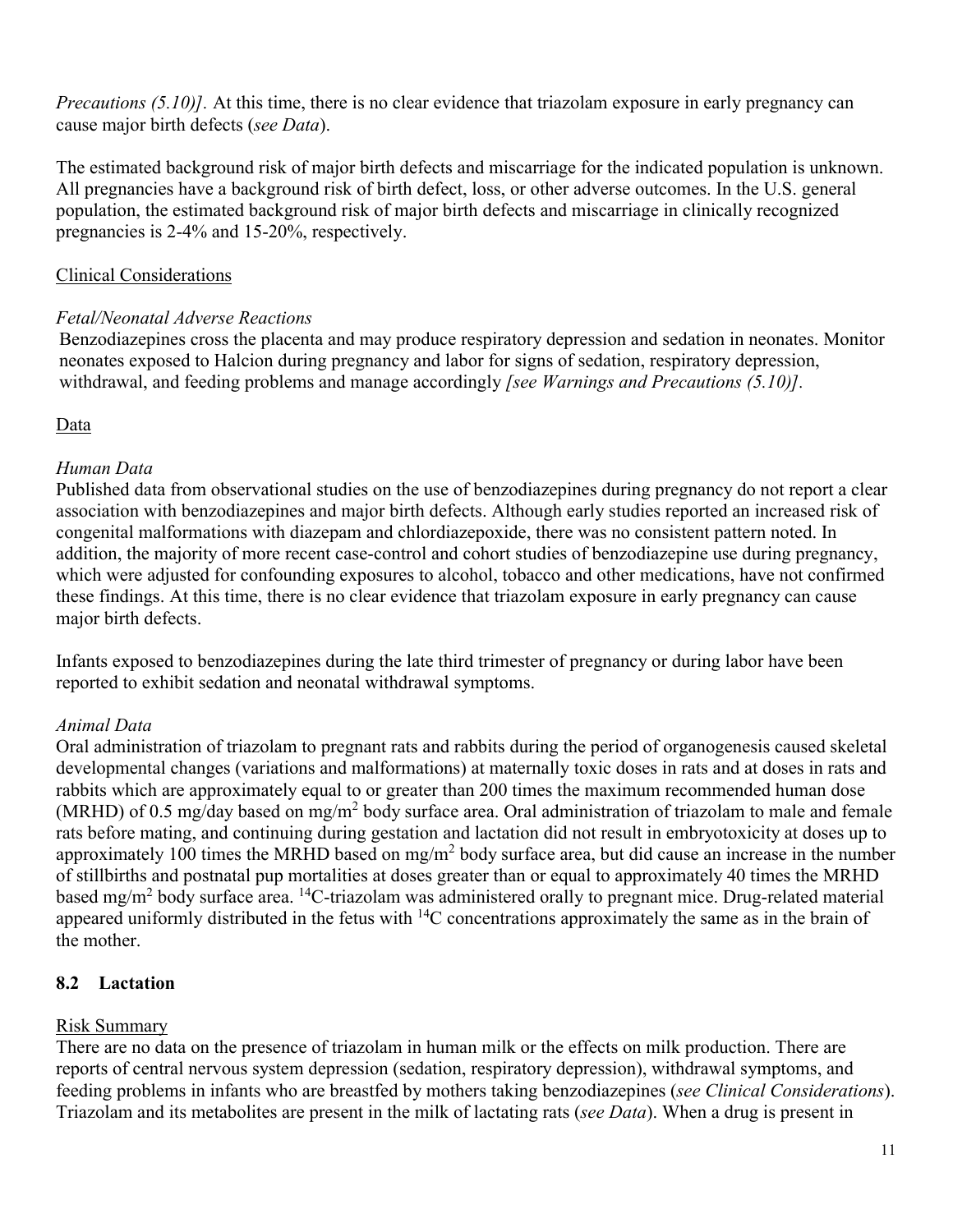*Precautions (5.10)]*. At this time, there is no clear evidence that triazolam exposure in early pregnancy can cause major birth defects (*see Data*).

The estimated background risk of major birth defects and miscarriage for the indicated population is unknown. All pregnancies have a background risk of birth defect, loss, or other adverse outcomes. In the U.S. general population, the estimated background risk of major birth defects and miscarriage in clinically recognized pregnancies is 2-4% and 15-20%, respectively.

Clinical Considerations

*Fetal/Neonatal Adverse Reactions*

Benzodiazepines cross the placenta and may produce respiratory depression and sedation in neonates. Monitor neonates exposed to Halcion during pregnancy and labor for signs of sedation, respiratory depression, withdrawal, and feeding problems and manage accordingly *[see Warnings and Precautions (5.10)]*.

Data

*Human Data*

Published data from observational studies on the use of benzodiazepines during pregnancy do not report a clear association with benzodiazepines and major birth defects. Although early studies reported an increased risk of congenital malformations with diazepam and chlordiazepoxide, there was no consistent pattern noted. In addition, the majority of more recent case-control and cohort studies of benzodiazepine use during pregnancy, which were adjusted for confounding exposures to alcohol, tobacco and other medications, have not confirmed these findings. At this time, there is no clear evidence that triazolam exposure in early pregnancy can cause major birth defects.

Infants exposed to benzodiazepines during the late third trimester of pregnancy or during labor have been reported to exhibit sedation and neonatal withdrawal symptoms.

*Animal Data*

Oral administration of triazolam to pregnant rats and rabbits during the period of organogenesis caused skeletal developmental changes (variations and malformations) at maternally toxic doses in rats and at doses in rats and rabbits which are approximately equal to or greater than 200 times the maximum recommended human dose (MRHD) of 0.5 mg/day based on $mg/m^2$ body surface area. Oral administration of triazolam to male and female rats before mating, and continuing during gestation and lactation did not result in embryotoxicity at doses up to approximately 100 times the MRHD based on $mg/m^2$ body surface area, but did cause an increase in the number of stillbirths and postnatal pup mortalities at doses greater than or equal to approximately 40 times the MRHD based $mg/m^2$ body surface area. $^{14}C$-triazolam was administered orally to pregnant mice. Drug-related material appeared uniformly distributed in the fetus with $^{14}C$ concentrations approximately the same as in the brain of the mother.

### 8.2 Lactation

Risk Summary

There are no data on the presence of triazolam in human milk or the effects on milk production. There are reports of central nervous system depression (sedation, respiratory depression), withdrawal symptoms, and feeding problems in infants who are breastfed by mothers taking benzodiazepines (*see Clinical Considerations*). Triazolam and its metabolites are present in the milk of lactating rats (*see Data*). When a drug is present in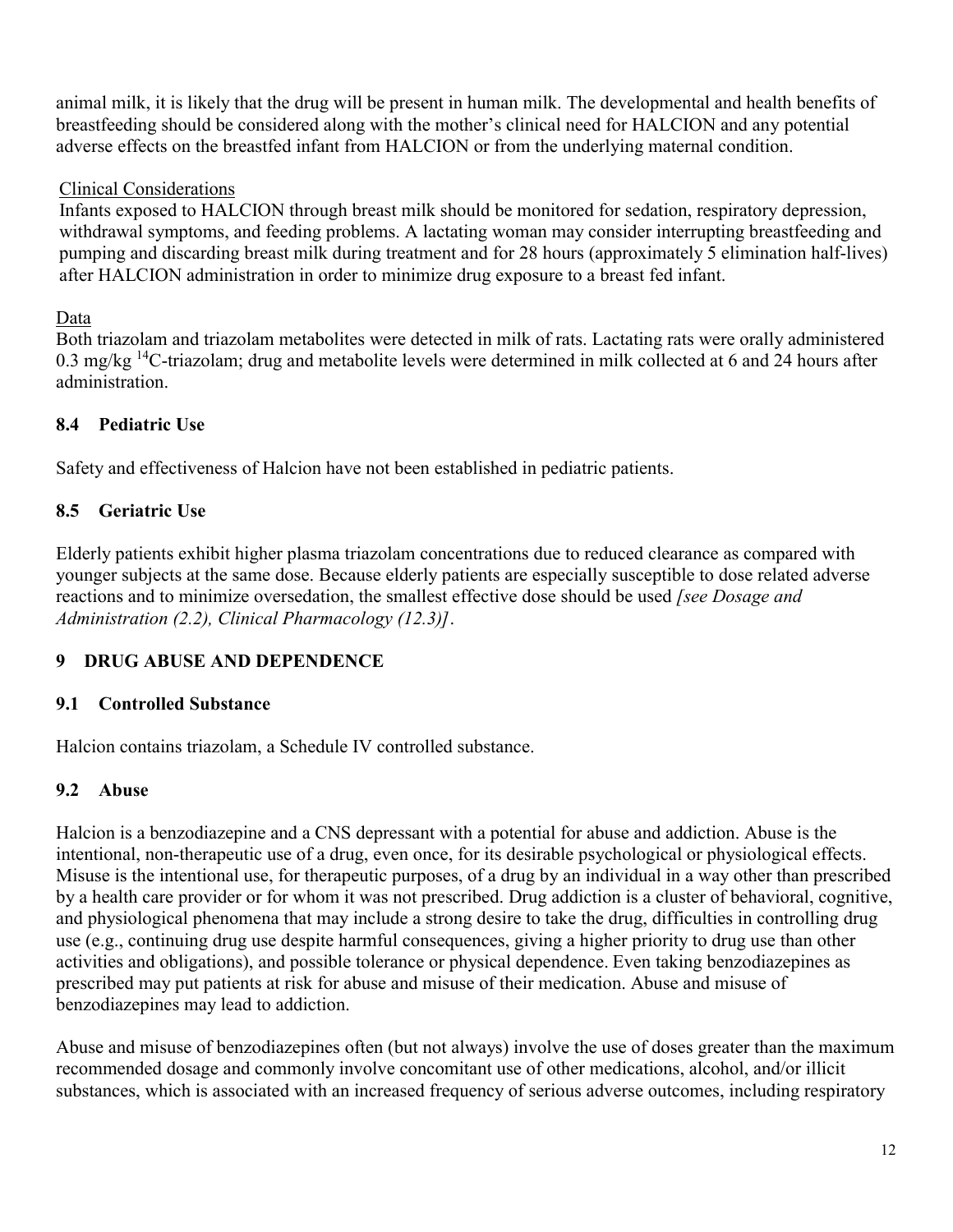animal milk, it is likely that the drug will be present in human milk. The developmental and health benefits of breastfeeding should be considered along with the mother's clinical need for HALCION and any potential adverse effects on the breastfed infant from HALCION or from the underlying maternal condition.

Clinical Considerations

Infants exposed to HALCION through breast milk should be monitored for sedation, respiratory depression, withdrawal symptoms, and feeding problems. A lactating woman may consider interrupting breastfeeding and pumping and discarding breast milk during treatment and for 28 hours (approximately 5 elimination half-lives) after HALCION administration in order to minimize drug exposure to a breast fed infant.

Data

Both triazolam and triazolam metabolites were detected in milk of rats. Lactating rats were orally administered 0.3 mg/kg $^{14}$C-triazolam; drug and metabolite levels were determined in milk collected at 6 and 24 hours after administration.

### 8.4 Pediatric Use

Safety and effectiveness of Halcion have not been established in pediatric patients.

### 8.5 Geriatric Use

Elderly patients exhibit higher plasma triazolam concentrations due to reduced clearance as compared with younger subjects at the same dose. Because elderly patients are especially susceptible to dose related adverse reactions and to minimize oversedation, the smallest effective dose should be used *[see Dosage and Administration (2.2), Clinical Pharmacology (12.3)]*.

## 9 DRUG ABUSE AND DEPENDENCE

### 9.1 Controlled Substance

Halcion contains triazolam, a Schedule IV controlled substance.

### 9.2 Abuse

Halcion is a benzodiazepine and a CNS depressant with a potential for abuse and addiction. Abuse is the intentional, non-therapeutic use of a drug, even once, for its desirable psychological or physiological effects. Misuse is the intentional use, for therapeutic purposes, of a drug by an individual in a way other than prescribed by a health care provider or for whom it was not prescribed. Drug addiction is a cluster of behavioral, cognitive, and physiological phenomena that may include a strong desire to take the drug, difficulties in controlling drug use (e.g., continuing drug use despite harmful consequences, giving a higher priority to drug use than other activities and obligations), and possible tolerance or physical dependence. Even taking benzodiazepines as prescribed may put patients at risk for abuse and misuse of their medication. Abuse and misuse of benzodiazepines may lead to addiction.

Abuse and misuse of benzodiazepines often (but not always) involve the use of doses greater than the maximum recommended dosage and commonly involve concomitant use of other medications, alcohol, and/or illicit substances, which is associated with an increased frequency of serious adverse outcomes, including respiratory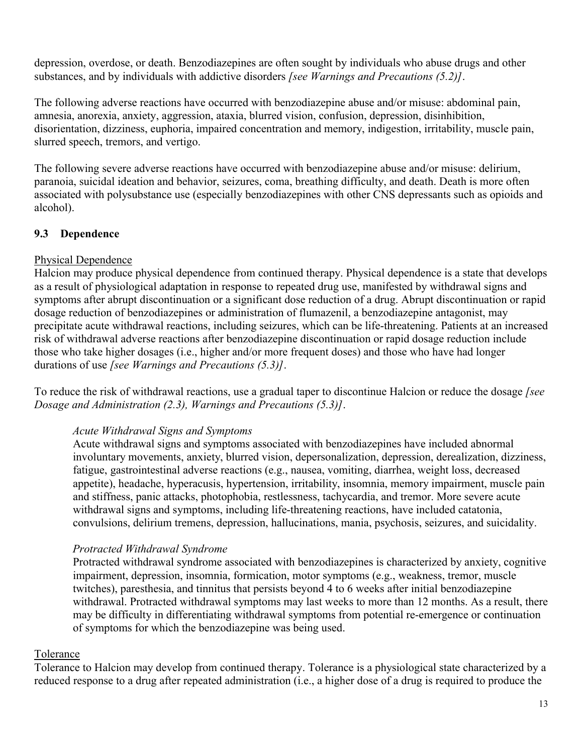depression, overdose, or death. Benzodiazepines are often sought by individuals who abuse drugs and other substances, and by individuals with addictive disorders *[see Warnings and Precautions (5.2)]*.

The following adverse reactions have occurred with benzodiazepine abuse and/or misuse: abdominal pain, amnesia, anorexia, anxiety, aggression, ataxia, blurred vision, confusion, depression, disinhibition, disorientation, dizziness, euphoria, impaired concentration and memory, indigestion, irritability, muscle pain, slurred speech, tremors, and vertigo.

The following severe adverse reactions have occurred with benzodiazepine abuse and/or misuse: delirium, paranoia, suicidal ideation and behavior, seizures, coma, breathing difficulty, and death. Death is more often associated with polysubstance use (especially benzodiazepines with other CNS depressants such as opioids and alcohol).

## 9.3 Dependence

<u>Physical Dependence</u>

Halcion may produce physical dependence from continued therapy. Physical dependence is a state that develops as a result of physiological adaptation in response to repeated drug use, manifested by withdrawal signs and symptoms after abrupt discontinuation or a significant dose reduction of a drug. Abrupt discontinuation or rapid dosage reduction of benzodiazepines or administration of flumazenil, a benzodiazepine antagonist, may precipitate acute withdrawal reactions, including seizures, which can be life-threatening. Patients at an increased risk of withdrawal adverse reactions after benzodiazepine discontinuation or rapid dosage reduction include those who take higher dosages (i.e., higher and/or more frequent doses) and those who have had longer durations of use *[see Warnings and Precautions (5.3)]*.

To reduce the risk of withdrawal reactions, use a gradual taper to discontinue Halcion or reduce the dosage *[see Dosage and Administration (2.3), Warnings and Precautions (5.3)]*.

*Acute Withdrawal Signs and Symptoms*

Acute withdrawal signs and symptoms associated with benzodiazepines have included abnormal involuntary movements, anxiety, blurred vision, depersonalization, depression, derealization, dizziness, fatigue, gastrointestinal adverse reactions (e.g., nausea, vomiting, diarrhea, weight loss, decreased appetite), headache, hyperacusis, hypertension, irritability, insomnia, memory impairment, muscle pain and stiffness, panic attacks, photophobia, restlessness, tachycardia, and tremor. More severe acute withdrawal signs and symptoms, including life-threatening reactions, have included catatonia, convulsions, delirium tremens, depression, hallucinations, mania, psychosis, seizures, and suicidality.

*Protracted Withdrawal Syndrome*

Protracted withdrawal syndrome associated with benzodiazepines is characterized by anxiety, cognitive impairment, depression, insomnia, formication, motor symptoms (e.g., weakness, tremor, muscle twitches), paresthesia, and tinnitus that persists beyond 4 to 6 weeks after initial benzodiazepine withdrawal. Protracted withdrawal symptoms may last weeks to more than 12 months. As a result, there may be difficulty in differentiating withdrawal symptoms from potential re-emergence or continuation of symptoms for which the benzodiazepine was being used.

<u>Tolerance</u>

Tolerance to Halcion may develop from continued therapy. Tolerance is a physiological state characterized by a reduced response to a drug after repeated administration (i.e., a higher dose of a drug is required to produce the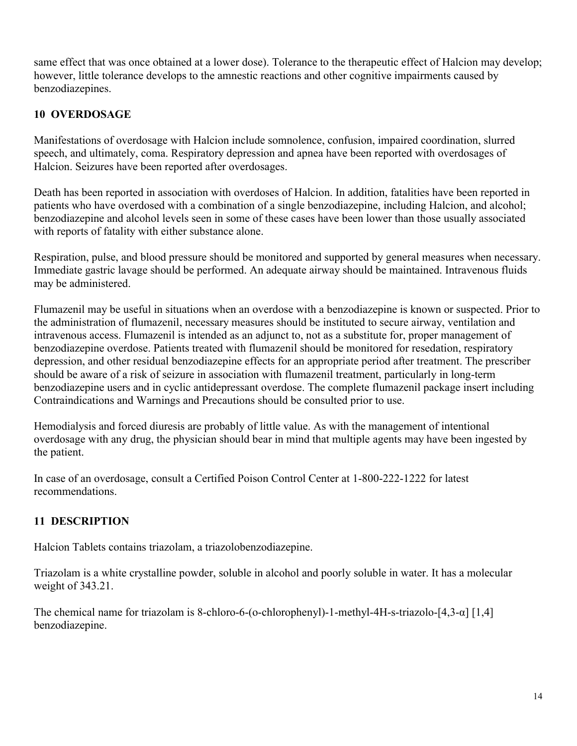same effect that was once obtained at a lower dose). Tolerance to the therapeutic effect of Halcion may develop; however, little tolerance develops to the amnestic reactions and other cognitive impairments caused by benzodiazepines.

## 10 OVERDOSAGE

Manifestations of overdosage with Halcion include somnolence, confusion, impaired coordination, slurred speech, and ultimately, coma. Respiratory depression and apnea have been reported with overdosages of Halcion. Seizures have been reported after overdosages.

Death has been reported in association with overdoses of Halcion. In addition, fatalities have been reported in patients who have overdosed with a combination of a single benzodiazepine, including Halcion, and alcohol; benzodiazepine and alcohol levels seen in some of these cases have been lower than those usually associated with reports of fatality with either substance alone.

Respiration, pulse, and blood pressure should be monitored and supported by general measures when necessary. Immediate gastric lavage should be performed. An adequate airway should be maintained. Intravenous fluids may be administered.

Flumazenil may be useful in situations when an overdose with a benzodiazepine is known or suspected. Prior to the administration of flumazenil, necessary measures should be instituted to secure airway, ventilation and intravenous access. Flumazenil is intended as an adjunct to, not as a substitute for, proper management of benzodiazepine overdose. Patients treated with flumazenil should be monitored for resedation, respiratory depression, and other residual benzodiazepine effects for an appropriate period after treatment. The prescriber should be aware of a risk of seizure in association with flumazenil treatment, particularly in long-term benzodiazepine users and in cyclic antidepressant overdose. The complete flumazenil package insert including Contraindications and Warnings and Precautions should be consulted prior to use.

Hemodialysis and forced diuresis are probably of little value. As with the management of intentional overdosage with any drug, the physician should bear in mind that multiple agents may have been ingested by the patient.

In case of an overdosage, consult a Certified Poison Control Center at 1-800-222-1222 for latest recommendations.

## 11 DESCRIPTION

Halcion Tablets contains triazolam, a triazolobenzodiazepine.

Triazolam is a white crystalline powder, soluble in alcohol and poorly soluble in water. It has a molecular weight of 343.21.

The chemical name for triazolam is 8-chloro-6-(o-chlorophenyl)-1-methyl-4H-s-triazolo-[4,3-α] [1,4] benzodiazepine.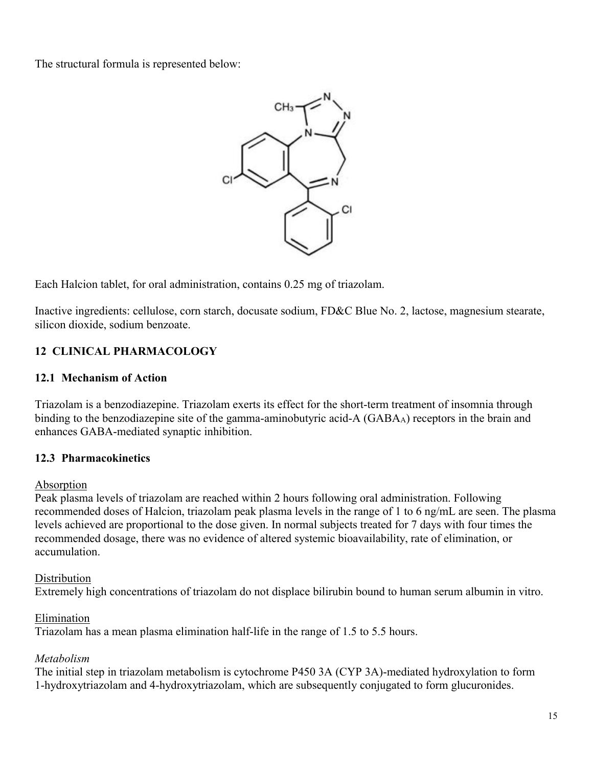The structural formula is represented below:

Each Halcion tablet, for oral administration, contains 0.25 mg of triazolam.

Inactive ingredients: cellulose, corn starch, docusate sodium, FD&C Blue No. 2, lactose, magnesium stearate, silicon dioxide, sodium benzoate.

## 12 CLINICAL PHARMACOLOGY

### 12.1 Mechanism of Action

Triazolam is a benzodiazepine. Triazolam exerts its effect for the short-term treatment of insomnia through binding to the benzodiazepine site of the gamma-aminobutyric acid-A ($GABA_A$) receptors in the brain and enhances GABA-mediated synaptic inhibition.

### 12.3 Pharmacokinetics

Absorption

Peak plasma levels of triazolam are reached within 2 hours following oral administration. Following recommended doses of Halcion, triazolam peak plasma levels in the range of 1 to 6 ng/mL are seen. The plasma levels achieved are proportional to the dose given. In normal subjects treated for 7 days with four times the recommended dosage, there was no evidence of altered systemic bioavailability, rate of elimination, or accumulation.

Distribution

Extremely high concentrations of triazolam do not displace bilirubin bound to human serum albumin in vitro.

Elimination

Triazolam has a mean plasma elimination half-life in the range of 1.5 to 5.5 hours.

*Metabolism*

The initial step in triazolam metabolism is cytochrome P450 3A (CYP 3A)-mediated hydroxylation to form 1-hydroxytriazolam and 4-hydroxytriazolam, which are subsequently conjugated to form glucuronides.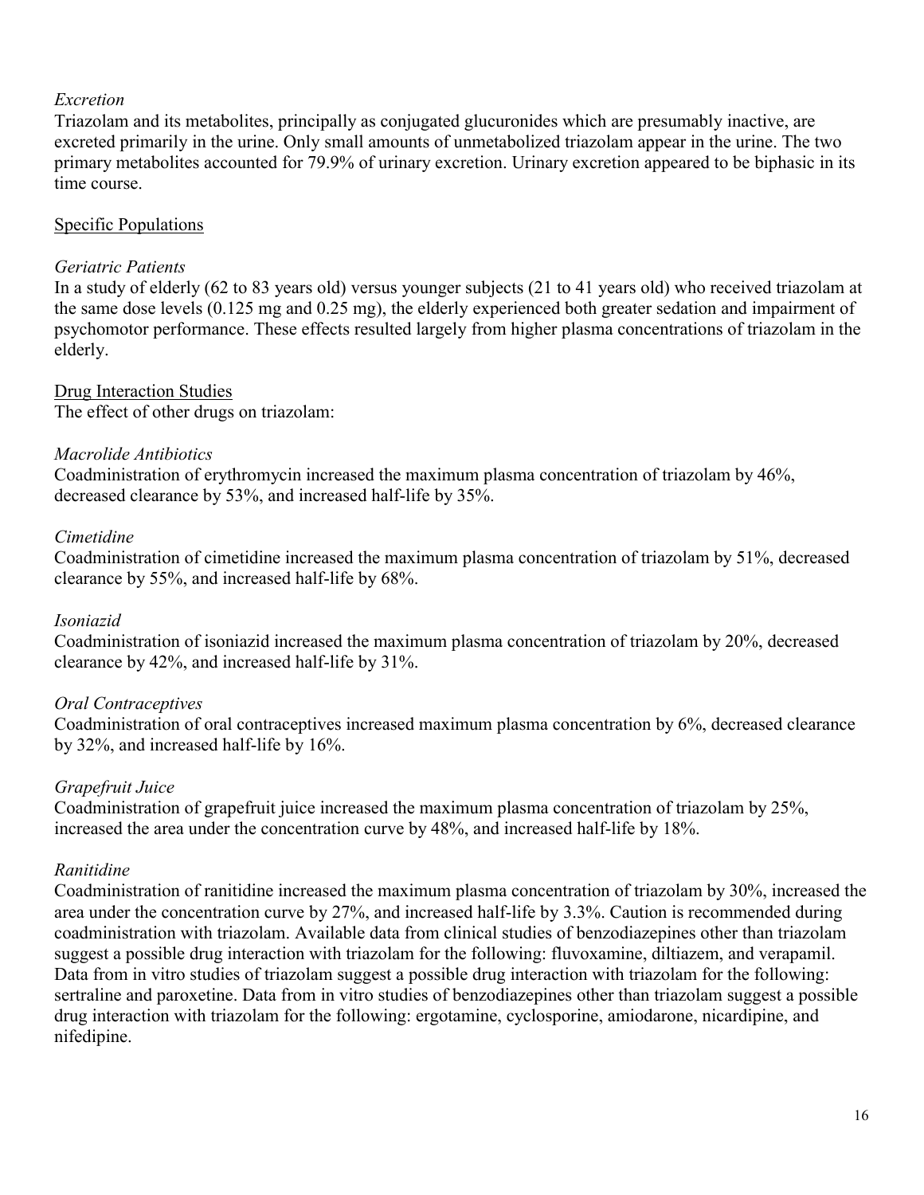*Excretion*

Triazolam and its metabolites, principally as conjugated glucuronides which are presumably inactive, are excreted primarily in the urine. Only small amounts of unmetabolized triazolam appear in the urine. The two primary metabolites accounted for 79.9% of urinary excretion. Urinary excretion appeared to be biphasic in its time course.

<u>Specific Populations</u>

*Geriatric Patients*

In a study of elderly (62 to 83 years old) versus younger subjects (21 to 41 years old) who received triazolam at the same dose levels (0.125 mg and 0.25 mg), the elderly experienced both greater sedation and impairment of psychomotor performance. These effects resulted largely from higher plasma concentrations of triazolam in the elderly.

<u>Drug Interaction Studies</u>

The effect of other drugs on triazolam:

*Macrolide Antibiotics*

Coadministration of erythromycin increased the maximum plasma concentration of triazolam by 46%, decreased clearance by 53%, and increased half-life by 35%.

*Cimetidine*

Coadministration of cimetidine increased the maximum plasma concentration of triazolam by 51%, decreased clearance by 55%, and increased half-life by 68%.

*Isoniazid*

Coadministration of isoniazid increased the maximum plasma concentration of triazolam by 20%, decreased clearance by 42%, and increased half-life by 31%.

*Oral Contraceptives*

Coadministration of oral contraceptives increased maximum plasma concentration by 6%, decreased clearance by 32%, and increased half-life by 16%.

*Grapefruit Juice*

Coadministration of grapefruit juice increased the maximum plasma concentration of triazolam by 25%, increased the area under the concentration curve by 48%, and increased half-life by 18%.

*Ranitidine*

Coadministration of ranitidine increased the maximum plasma concentration of triazolam by 30%, increased the area under the concentration curve by 27%, and increased half-life by 3.3%. Caution is recommended during coadministration with triazolam. Available data from clinical studies of benzodiazepines other than triazolam suggest a possible drug interaction with triazolam for the following: fluvoxamine, diltiazem, and verapamil. Data from in vitro studies of triazolam suggest a possible drug interaction with triazolam for the following: sertraline and paroxetine. Data from in vitro studies of benzodiazepines other than triazolam suggest a possible drug interaction with triazolam for the following: ergotamine, cyclosporine, amiodarone, nicardipine, and nifedipine.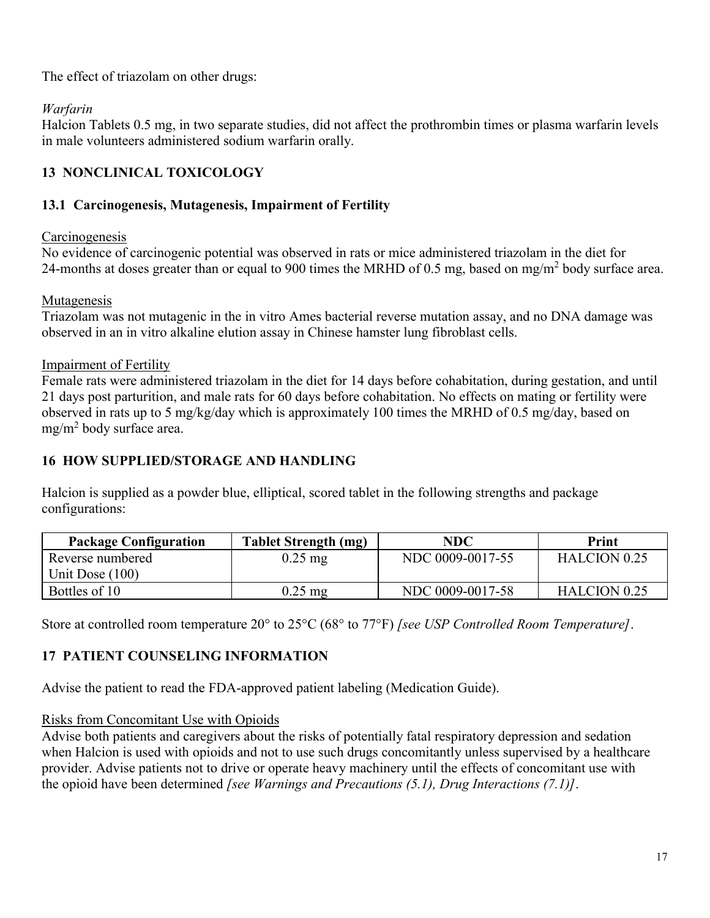The effect of triazolam on other drugs:

*Warfarin*

Halcion Tablets 0.5 mg, in two separate studies, did not affect the prothrombin times or plasma warfarin levels in male volunteers administered sodium warfarin orally.

## 13 NONCLINICAL TOXICOLOGY

### 13.1 Carcinogenesis, Mutagenesis, Impairment of Fertility

Carcinogenesis

No evidence of carcinogenic potential was observed in rats or mice administered triazolam in the diet for 24-months at doses greater than or equal to 900 times the MRHD of 0.5 mg, based on mg/m$^2$ body surface area.

Mutagenesis

Triazolam was not mutagenic in the in vitro Ames bacterial reverse mutation assay, and no DNA damage was observed in an in vitro alkaline elution assay in Chinese hamster lung fibroblast cells.

Impairment of Fertility

Female rats were administered triazolam in the diet for 14 days before cohabitation, during gestation, and until 21 days post parturition, and male rats for 60 days before cohabitation. No effects on mating or fertility were observed in rats up to 5 mg/kg/day which is approximately 100 times the MRHD of 0.5 mg/day, based on mg/m$^2$ body surface area.

## 16 HOW SUPPLIED/STORAGE AND HANDLING

Halcion is supplied as a powder blue, elliptical, scored tablet in the following strengths and package configurations:

| Package Configuration | Tablet Strength (mg) | NDC | Print |
|---|---|---|---|
| Reverse numbered Unit Dose (100) | 0.25 mg | NDC 0009-0017-55 | HALCION 0.25 |
| Bottles of 10 | 0.25 mg | NDC 0009-0017-58 | HALCION 0.25 |

Store at controlled room temperature 20° to 25°C (68° to 77°F) *[see USP Controlled Room Temperature]*.

## 17 PATIENT COUNSELING INFORMATION

Advise the patient to read the FDA-approved patient labeling (Medication Guide).

Risks from Concomitant Use with Opioids

Advise both patients and caregivers about the risks of potentially fatal respiratory depression and sedation when Halcion is used with opioids and not to use such drugs concomitantly unless supervised by a healthcare provider. Advise patients not to drive or operate heavy machinery until the effects of concomitant use with the opioid have been determined *[see Warnings and Precautions (5.1), Drug Interactions (7.1)]*.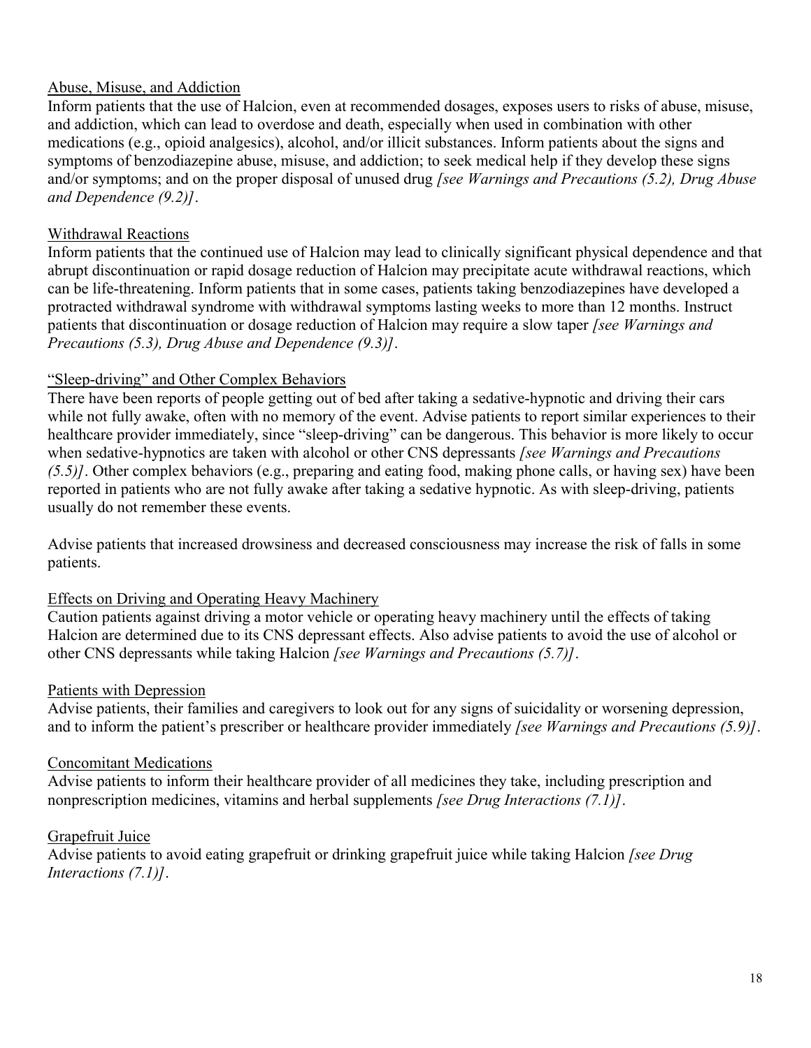Abuse, Misuse, and Addiction

Inform patients that the use of Halcion, even at recommended dosages, exposes users to risks of abuse, misuse, and addiction, which can lead to overdose and death, especially when used in combination with other medications (e.g., opioid analgesics), alcohol, and/or illicit substances. Inform patients about the signs and symptoms of benzodiazepine abuse, misuse, and addiction; to seek medical help if they develop these signs and/or symptoms; and on the proper disposal of unused drug *[see Warnings and Precautions (5.2), Drug Abuse and Dependence (9.2)]*.

Withdrawal Reactions

Inform patients that the continued use of Halcion may lead to clinically significant physical dependence and that abrupt discontinuation or rapid dosage reduction of Halcion may precipitate acute withdrawal reactions, which can be life-threatening. Inform patients that in some cases, patients taking benzodiazepines have developed a protracted withdrawal syndrome with withdrawal symptoms lasting weeks to more than 12 months. Instruct patients that discontinuation or dosage reduction of Halcion may require a slow taper *[see Warnings and Precautions (5.3), Drug Abuse and Dependence (9.3)]*.

"Sleep-driving" and Other Complex Behaviors

There have been reports of people getting out of bed after taking a sedative-hypnotic and driving their cars while not fully awake, often with no memory of the event. Advise patients to report similar experiences to their healthcare provider immediately, since "sleep-driving" can be dangerous. This behavior is more likely to occur when sedative-hypnotics are taken with alcohol or other CNS depressants *[see Warnings and Precautions (5.5)]*. Other complex behaviors (e.g., preparing and eating food, making phone calls, or having sex) have been reported in patients who are not fully awake after taking a sedative hypnotic. As with sleep-driving, patients usually do not remember these events.

Advise patients that increased drowsiness and decreased consciousness may increase the risk of falls in some patients.

Effects on Driving and Operating Heavy Machinery

Caution patients against driving a motor vehicle or operating heavy machinery until the effects of taking Halcion are determined due to its CNS depressant effects. Also advise patients to avoid the use of alcohol or other CNS depressants while taking Halcion *[see Warnings and Precautions (5.7)]*.

Patients with Depression

Advise patients, their families and caregivers to look out for any signs of suicidality or worsening depression, and to inform the patient's prescriber or healthcare provider immediately *[see Warnings and Precautions (5.9)]*.

Concomitant Medications

Advise patients to inform their healthcare provider of all medicines they take, including prescription and nonprescription medicines, vitamins and herbal supplements *[see Drug Interactions (7.1)]*.

Grapefruit Juice

Advise patients to avoid eating grapefruit or drinking grapefruit juice while taking Halcion *[see Drug Interactions (7.1)]*.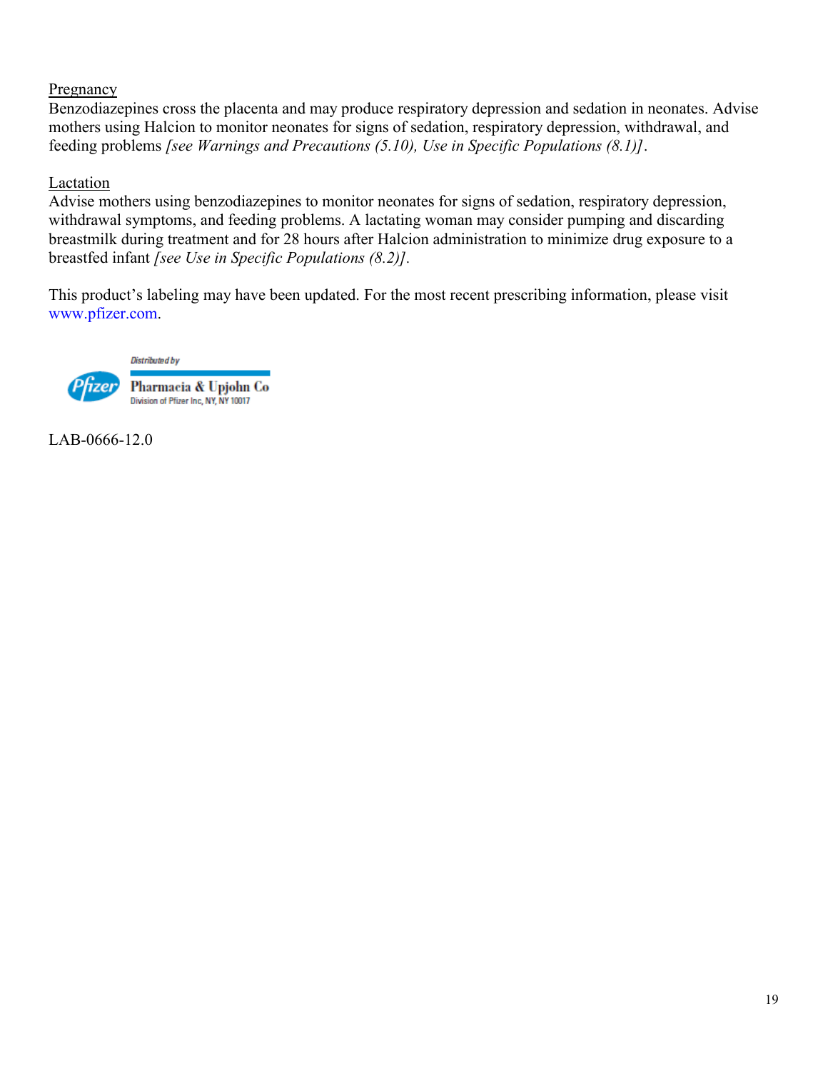Pregnancy

Benzodiazepines cross the placenta and may produce respiratory depression and sedation in neonates. Advise mothers using Halcion to monitor neonates for signs of sedation, respiratory depression, withdrawal, and feeding problems *[see Warnings and Precautions (5.10), Use in Specific Populations (8.1)]*.

Lactation

Advise mothers using benzodiazepines to monitor neonates for signs of sedation, respiratory depression, withdrawal symptoms, and feeding problems. A lactating woman may consider pumping and discarding breastmilk during treatment and for 28 hours after Halcion administration to minimize drug exposure to a breastfed infant *[see Use in Specific Populations (8.2)]*.

This product's labeling may have been updated. For the most recent prescribing information, please visit www.pfizer.com.

Distributed by

Pfizer

Pharmacia & Upjohn Co
Division of Pfizer Inc, NY, NY 10017

LAB-0666-12.0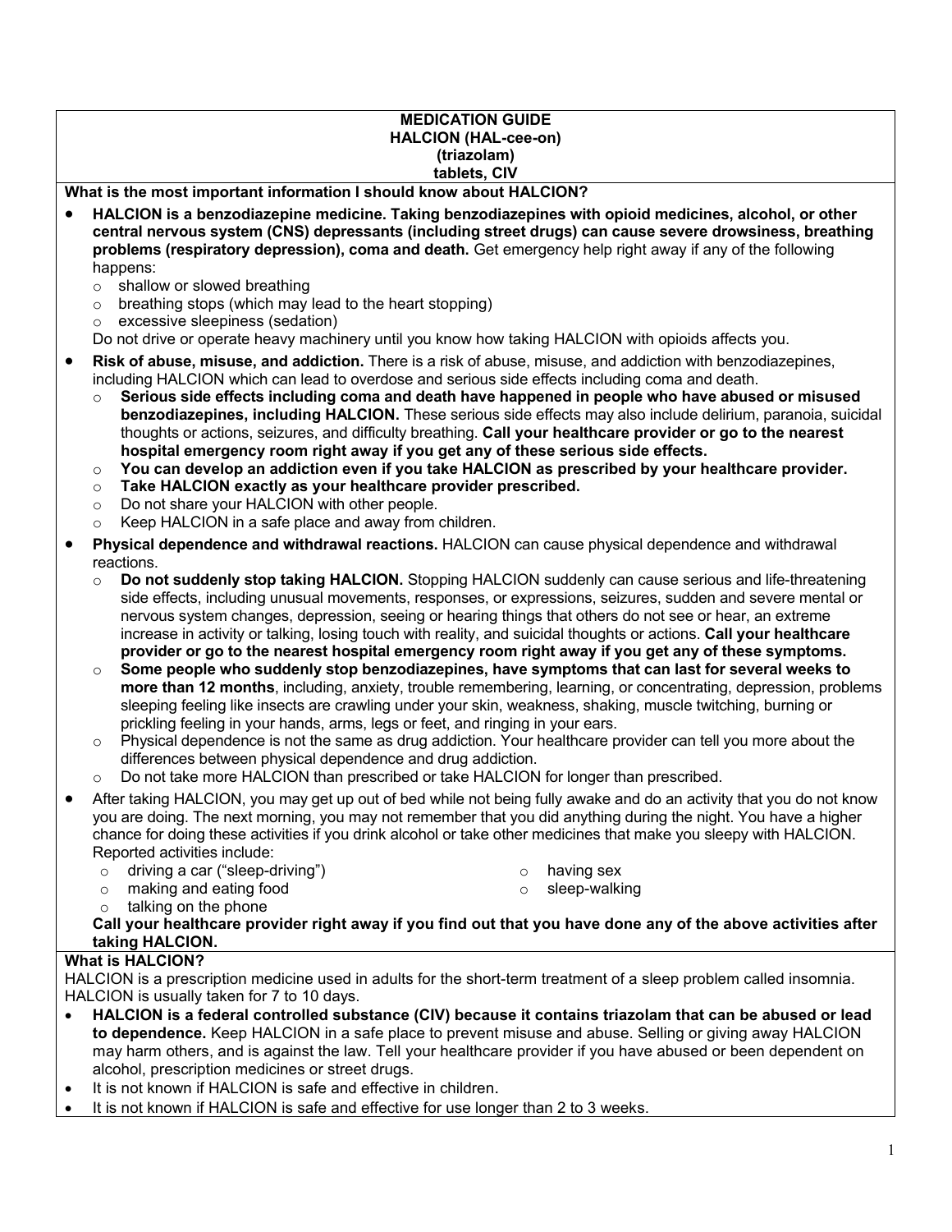**MEDICATION GUIDE**
**HALCION (HAL-cee-on)**
**(triazolam)**
**tablets, CIV**

**What is the most important information I should know about HALCION?**

- **HALCION is a benzodiazepine medicine. Taking benzodiazepines with opioid medicines, alcohol, or other central nervous system (CNS) depressants (including street drugs) can cause severe drowsiness, breathing problems (respiratory depression), coma and death.** Get emergency help right away if any of the following happens:
  - shallow or slowed breathing
  - breathing stops (which may lead to the heart stopping)
  - excessive sleepiness (sedation)

  Do not drive or operate heavy machinery until you know how taking HALCION with opioids affects you.
- **Risk of abuse, misuse, and addiction.** There is a risk of abuse, misuse, and addiction with benzodiazepines, including HALCION which can lead to overdose and serious side effects including coma and death.
  - **Serious side effects including coma and death have happened in people who have abused or misused benzodiazepines, including HALCION.** These serious side effects may also include delirium, paranoia, suicidal thoughts or actions, seizures, and difficulty breathing. **Call your healthcare provider or go to the nearest hospital emergency room right away if you get any of these serious side effects.**
  - **You can develop an addiction even if you take HALCION as prescribed by your healthcare provider.**
  - **Take HALCION exactly as your healthcare provider prescribed.**
  - Do not share your HALCION with other people.
  - Keep HALCION in a safe place and away from children.
- **Physical dependence and withdrawal reactions.** HALCION can cause physical dependence and withdrawal reactions.
  - **Do not suddenly stop taking HALCION.** Stopping HALCION suddenly can cause serious and life-threatening side effects, including unusual movements, responses, or expressions, seizures, sudden and severe mental or nervous system changes, depression, seeing or hearing things that others do not see or hear, an extreme increase in activity or talking, losing touch with reality, and suicidal thoughts or actions. **Call your healthcare provider or go to the nearest hospital emergency room right away if you get any of these symptoms.**
  - **Some people who suddenly stop benzodiazepines, have symptoms that can last for several weeks to more than 12 months**, including, anxiety, trouble remembering, learning, or concentrating, depression, problems sleeping feeling like insects are crawling under your skin, weakness, shaking, muscle twitching, burning or prickling feeling in your hands, arms, legs or feet, and ringing in your ears.
  - Physical dependence is not the same as drug addiction. Your healthcare provider can tell you more about the differences between physical dependence and drug addiction.
  - Do not take more HALCION than prescribed or take HALCION for longer than prescribed.
- After taking HALCION, you may get up out of bed while not being fully awake and do an activity that you do not know you are doing. The next morning, you may not remember that you did anything during the night. You have a higher chance for doing these activities if you drink alcohol or take other medicines that make you sleepy with HALCION. Reported activities include:
  - driving a car ("sleep-driving")
  - making and eating food
  - talking on the phone
  - having sex
  - sleep-walking

  **Call your healthcare provider right away if you find out that you have done any of the above activities after taking HALCION.**

**What is HALCION?**

HALCION is a prescription medicine used in adults for the short-term treatment of a sleep problem called insomnia. HALCION is usually taken for 7 to 10 days.

- **HALCION is a federal controlled substance (CIV) because it contains triazolam that can be abused or lead to dependence.** Keep HALCION in a safe place to prevent misuse and abuse. Selling or giving away HALCION may harm others, and is against the law. Tell your healthcare provider if you have abused or been dependent on alcohol, prescription medicines or street drugs.
- It is not known if HALCION is safe and effective in children.
- It is not known if HALCION is safe and effective for use longer than 2 to 3 weeks.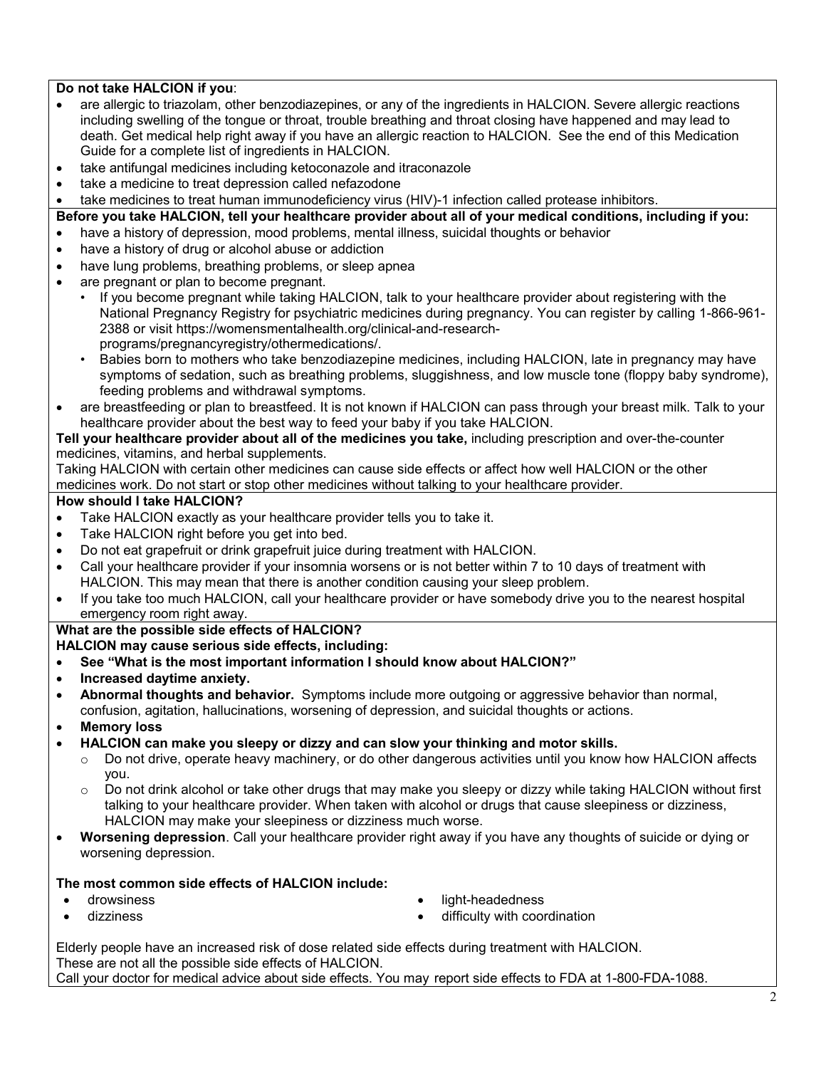**Do not take HALCION if you**:

- are allergic to triazolam, other benzodiazepines, or any of the ingredients in HALCION. Severe allergic reactions including swelling of the tongue or throat, trouble breathing and throat closing have happened and may lead to death. Get medical help right away if you have an allergic reaction to HALCION. See the end of this Medication Guide for a complete list of ingredients in HALCION.
- take antifungal medicines including ketoconazole and itraconazole
- take a medicine to treat depression called nefazodone
- take medicines to treat human immunodeficiency virus (HIV)-1 infection called protease inhibitors.

**Before you take HALCION, tell your healthcare provider about all of your medical conditions, including if you:**

- have a history of depression, mood problems, mental illness, suicidal thoughts or behavior
- have a history of drug or alcohol abuse or addiction
- have lung problems, breathing problems, or sleep apnea
- are pregnant or plan to become pregnant.
  - If you become pregnant while taking HALCION, talk to your healthcare provider about registering with the National Pregnancy Registry for psychiatric medicines during pregnancy. You can register by calling 1-866-961-2388 or visit https://womensmentalhealth.org/clinical-and-research-programs/pregnancyregistry/othermedications/.
  - Babies born to mothers who take benzodiazepine medicines, including HALCION, late in pregnancy may have symptoms of sedation, such as breathing problems, sluggishness, and low muscle tone (floppy baby syndrome), feeding problems and withdrawal symptoms.
- are breastfeeding or plan to breastfeed. It is not known if HALCION can pass through your breast milk. Talk to your healthcare provider about the best way to feed your baby if you take HALCION.

**Tell your healthcare provider about all of the medicines you take,** including prescription and over-the-counter medicines, vitamins, and herbal supplements.

Taking HALCION with certain other medicines can cause side effects or affect how well HALCION or the other medicines work. Do not start or stop other medicines without talking to your healthcare provider.

**How should I take HALCION?**

- Take HALCION exactly as your healthcare provider tells you to take it.
- Take HALCION right before you get into bed.
- Do not eat grapefruit or drink grapefruit juice during treatment with HALCION.
- Call your healthcare provider if your insomnia worsens or is not better within 7 to 10 days of treatment with HALCION. This may mean that there is another condition causing your sleep problem.
- If you take too much HALCION, call your healthcare provider or have somebody drive you to the nearest hospital emergency room right away.

**What are the possible side effects of HALCION?**

**HALCION may cause serious side effects, including:**

- **See "What is the most important information I should know about HALCION?"**
- **Increased daytime anxiety.**
- **Abnormal thoughts and behavior.** Symptoms include more outgoing or aggressive behavior than normal, confusion, agitation, hallucinations, worsening of depression, and suicidal thoughts or actions.
- **Memory loss**
- **HALCION can make you sleepy or dizzy and can slow your thinking and motor skills.**
  - Do not drive, operate heavy machinery, or do other dangerous activities until you know how HALCION affects you.
  - Do not drink alcohol or take other drugs that may make you sleepy or dizzy while taking HALCION without first talking to your healthcare provider. When taken with alcohol or drugs that cause sleepiness or dizziness, HALCION may make your sleepiness or dizziness much worse.
- **Worsening depression**. Call your healthcare provider right away if you have any thoughts of suicide or dying or worsening depression.

**The most common side effects of HALCION include:**

- drowsiness
- dizziness
- light-headedness
- difficulty with coordination

Elderly people have an increased risk of dose related side effects during treatment with HALCION.

These are not all the possible side effects of HALCION.

Call your doctor for medical advice about side effects. You may report side effects to FDA at 1-800-FDA-1088.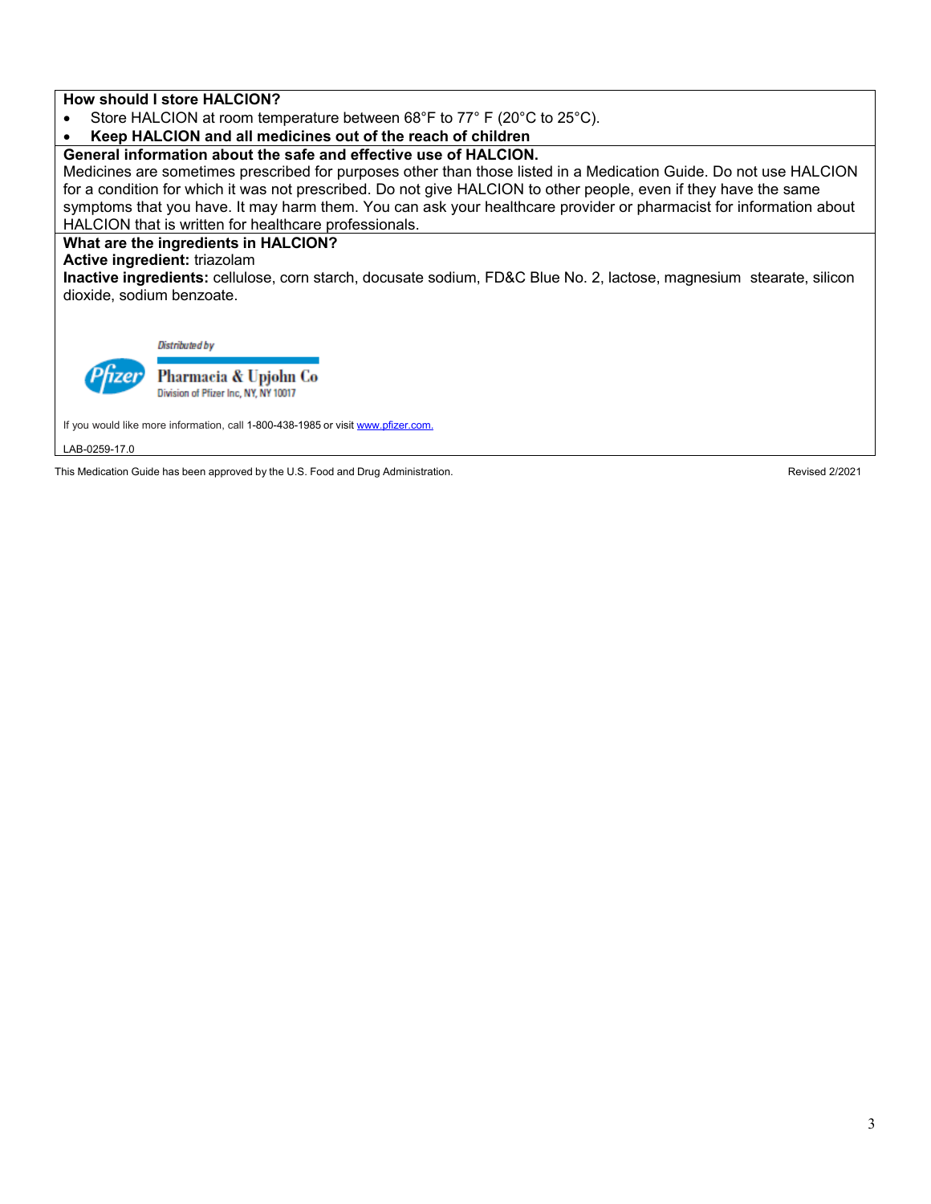**How should I store HALCION?**

- Store HALCION at room temperature between 68°F to 77° F (20°C to 25°C).
- **Keep HALCION and all medicines out of the reach of children**

**General information about the safe and effective use of HALCION.**

Medicines are sometimes prescribed for purposes other than those listed in a Medication Guide. Do not use HALCION for a condition for which it was not prescribed. Do not give HALCION to other people, even if they have the same symptoms that you have. It may harm them. You can ask your healthcare provider or pharmacist for information about HALCION that is written for healthcare professionals.

**What are the ingredients in HALCION?**

**Active ingredient:** triazolam

**Inactive ingredients:** cellulose, corn starch, docusate sodium, FD&C Blue No. 2, lactose, magnesium stearate, silicon dioxide, sodium benzoate.

Distributed by

Pfizer

Pharmacia & Upjohn Co
Division of Pfizer Inc, NY, NY 10017

If you would like more information, call 1-800-438-1985 or visit www.pfizer.com.

LAB-0259-17.0

This Medication Guide has been approved by the U.S. Food and Drug Administration.

Revised 2/2021